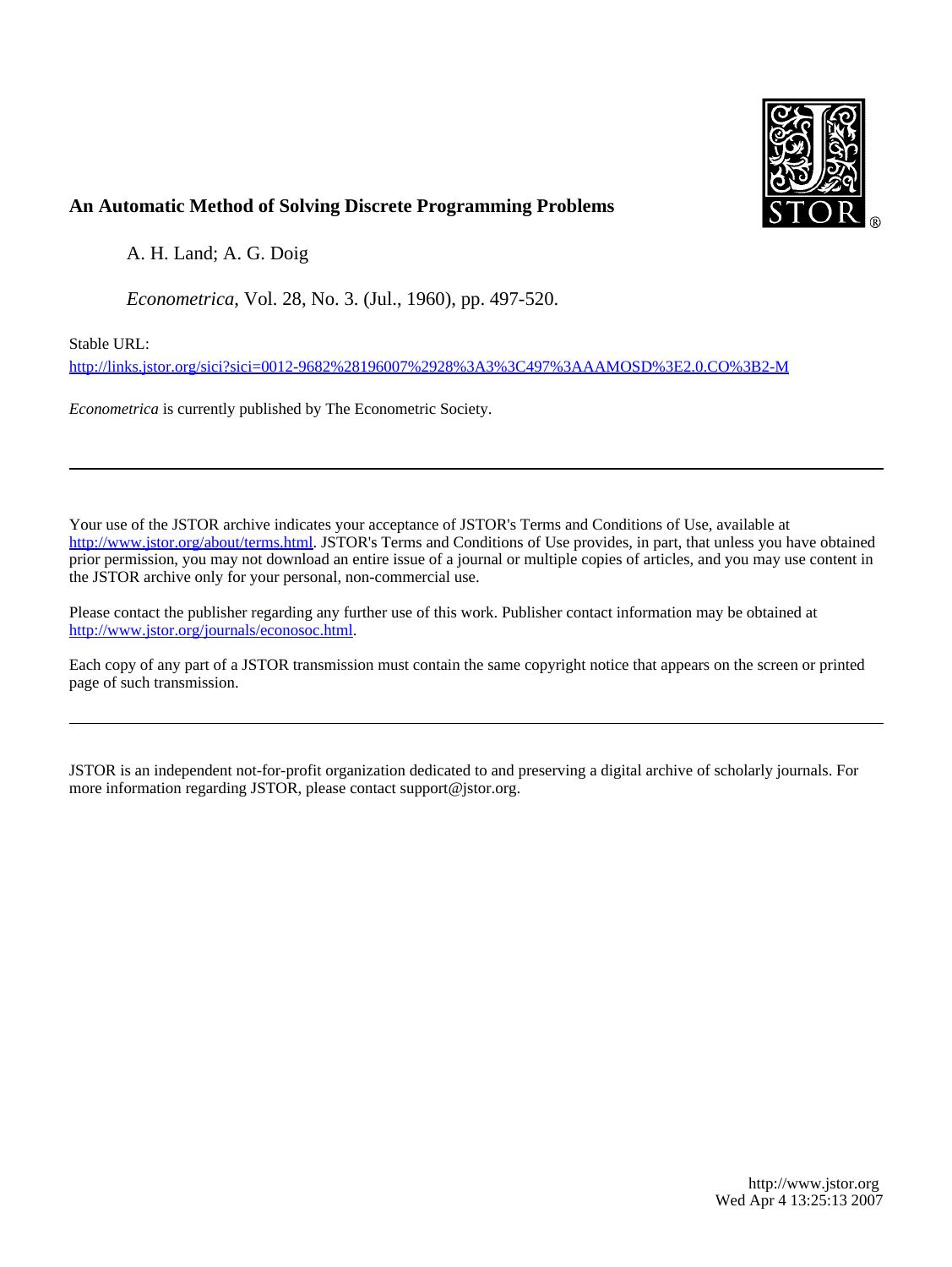# An Automatic Method of Solving Discrete Programming Problems

A. H. Land; A. G. Doig

*Econometrica*, Vol. 28, No. 3. (Jul., 1960), pp. 497-520.

Stable URL:

http://links.jstor.org/sici?sici=0012-9682%28196007%2928%3A3%3C497%3AAAMOSD%3E2.0.CO%3B2-M

*Econometrica* is currently published by The Econometric Society.

---

Your use of the JSTOR archive indicates your acceptance of JSTOR's Terms and Conditions of Use, available at http://www.jstor.org/about/terms.html. JSTOR's Terms and Conditions of Use provides, in part, that unless you have obtained prior permission, you may not download an entire issue of a journal or multiple copies of articles, and you may use content in the JSTOR archive only for your personal, non-commercial use.

Please contact the publisher regarding any further use of this work. Publisher contact information may be obtained at http://www.jstor.org/journals/econosoc.html.

Each copy of any part of a JSTOR transmission must contain the same copyright notice that appears on the screen or printed page of such transmission.

---

JSTOR is an independent not-for-profit organization dedicated to and preserving a digital archive of scholarly journals. For more information regarding JSTOR, please contact support@jstor.org.

http://www.jstor.org
Wed Apr 4 13:25:13 2007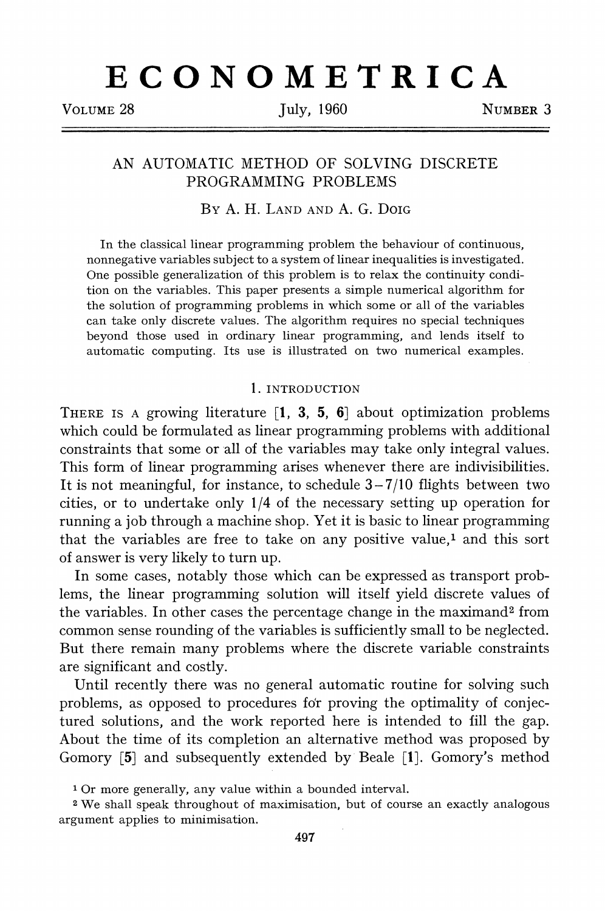# ECONOMETRICA

VOLUME 28 July, 1960 NUMBER 3

## AN AUTOMATIC METHOD OF SOLVING DISCRETE PROGRAMMING PROBLEMS

BY A. H. LAND AND A. G. DOIG

In the classical linear programming problem the behaviour of continuous, nonnegative variables subject to a system of linear inequalities is investigated. One possible generalization of this problem is to relax the continuity condition on the variables. This paper presents a simple numerical algorithm for the solution of programming problems in which some or all of the variables can take only discrete values. The algorithm requires no special techniques beyond those used in ordinary linear programming, and lends itself to automatic computing. Its use is illustrated on two numerical examples.

### 1. INTRODUCTION

THERE IS A growing literature [**1**, **3**, **5**, **6**] about optimization problems which could be formulated as linear programming problems with additional constraints that some or all of the variables may take only integral values. This form of linear programming arises whenever there are indivisibilities. It is not meaningful, for instance, to schedule 3–7/10 flights between two cities, or to undertake only 1/4 of the necessary setting up operation for running a job through a machine shop. Yet it is basic to linear programming that the variables are free to take on any positive value,[1] and this sort of answer is very likely to turn up.

In some cases, notably those which can be expressed as transport problems, the linear programming solution will itself yield discrete values of the variables. In other cases the percentage change in the maximand[2] from common sense rounding of the variables is sufficiently small to be neglected. But there remain many problems where the discrete variable constraints are significant and costly.

Until recently there was no general automatic routine for solving such problems, as opposed to procedures for proving the optimality of conjectured solutions, and the work reported here is intended to fill the gap. About the time of its completion an alternative method was proposed by Gomory [**5**] and subsequently extended by Beale [**1**]. Gomory's method

[1] Or more generally, any value within a bounded interval.

[2] We shall speak throughout of maximisation, but of course an exactly analogous argument applies to minimisation.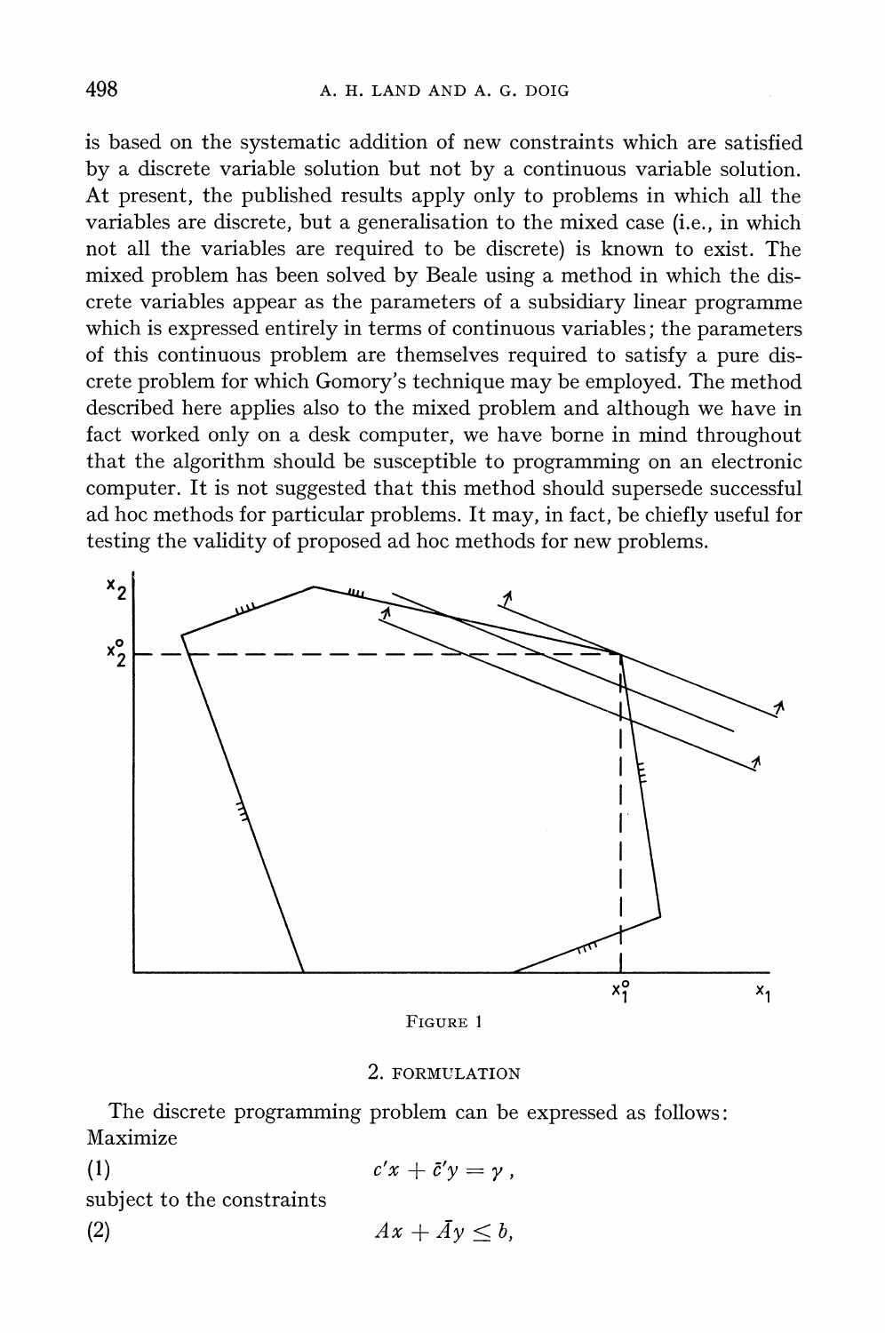is based on the systematic addition of new constraints which are satisfied by a discrete variable solution but not by a continuous variable solution. At present, the published results apply only to problems in which all the variables are discrete, but a generalisation to the mixed case (i.e., in which not all the variables are required to be discrete) is known to exist. The mixed problem has been solved by Beale using a method in which the discrete variables appear as the parameters of a subsidiary linear programme which is expressed entirely in terms of continuous variables; the parameters of this continuous problem are themselves required to satisfy a pure discrete problem for which Gomory's technique may be employed. The method described here applies also to the mixed problem and although we have in fact worked only on a desk computer, we have borne in mind throughout that the algorithm should be susceptible to programming on an electronic computer. It is not suggested that this method should supersede successful ad hoc methods for particular problems. It may, in fact, be chiefly useful for testing the validity of proposed ad hoc methods for new problems.

FIGURE 1

## 2. FORMULATION

The discrete programming problem can be expressed as follows:
Maximize

$$c'x + \bar{c}'y = \gamma\,, \tag{1}$$

subject to the constraints

$$Ax + \bar{A}y \leq b, \tag{2}$$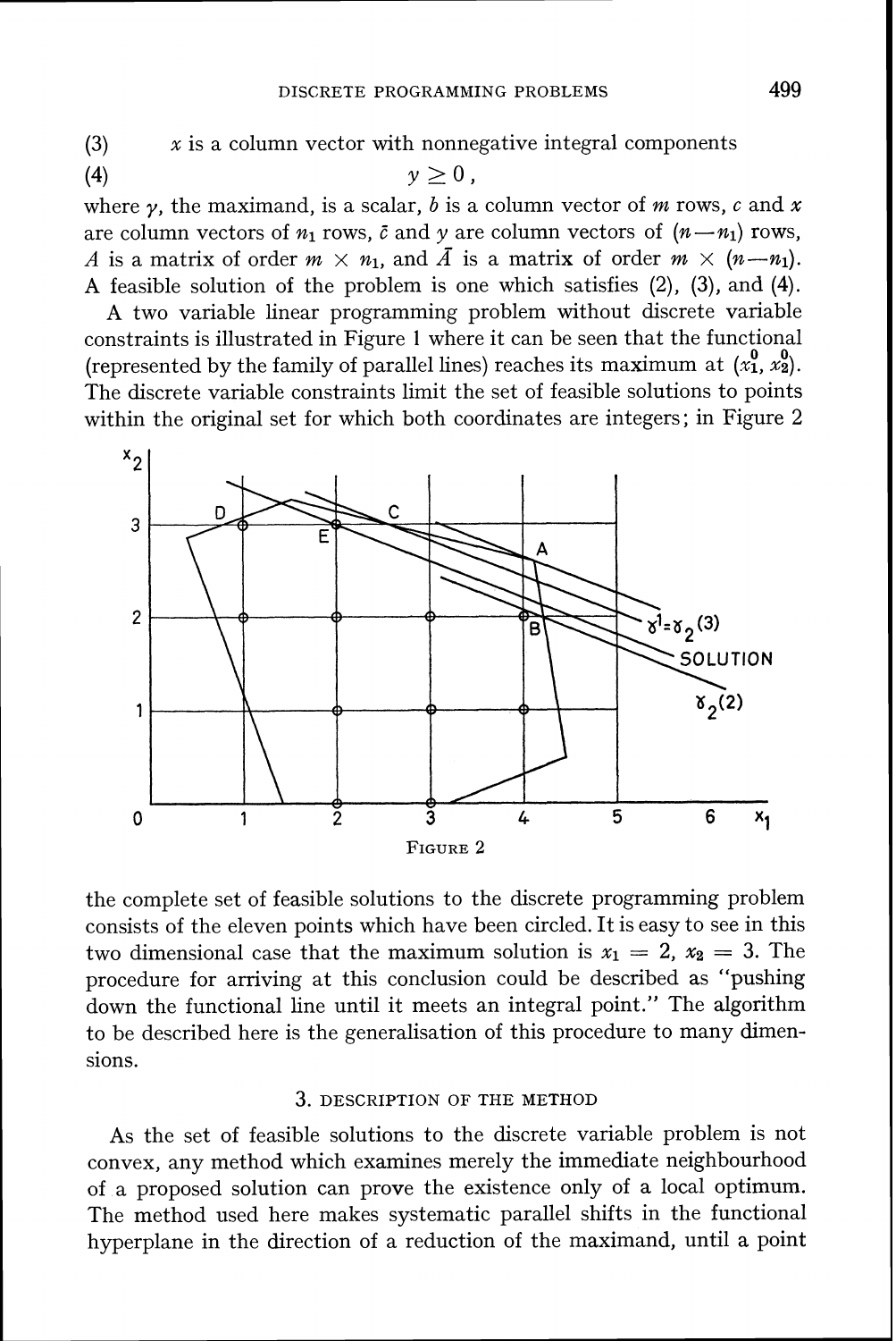(3) $\quad x$ is a column vector with nonnegative integral components

(4) $$y \geq 0,$$

where $\gamma$, the maximand, is a scalar, $b$ is a column vector of $m$ rows, $c$ and $x$ are column vectors of $n_1$ rows, $\bar{c}$ and $y$ are column vectors of $(n-n_1)$ rows, $A$ is a matrix of order $m \times n_1$, and $\bar{A}$ is a matrix of order $m \times (n-n_1)$. A feasible solution of the problem is one which satisfies (2), (3), and (4).

A two variable linear programming problem without discrete variable constraints is illustrated in Figure 1 where it can be seen that the functional (represented by the family of parallel lines) reaches its maximum at $(x_1^0, x_2^0)$. The discrete variable constraints limit the set of feasible solutions to points within the original set for which both coordinates are integers; in Figure 2

FIGURE 2

the complete set of feasible solutions to the discrete programming problem consists of the eleven points which have been circled. It is easy to see in this two dimensional case that the maximum solution is $x_1 = 2$, $x_2 = 3$. The procedure for arriving at this conclusion could be described as "pushing down the functional line until it meets an integral point." The algorithm to be described here is the generalisation of this procedure to many dimensions.

## 3. DESCRIPTION OF THE METHOD

As the set of feasible solutions to the discrete variable problem is not convex, any method which examines merely the immediate neighbourhood of a proposed solution can prove the existence only of a local optimum. The method used here makes systematic parallel shifts in the functional hyperplane in the direction of a reduction of the maximand, until a point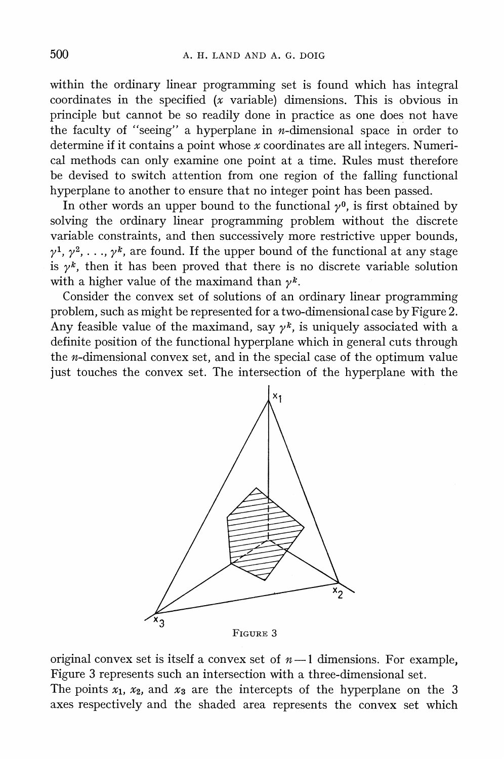within the ordinary linear programming set is found which has integral coordinates in the specified ($x$ variable) dimensions. This is obvious in principle but cannot be so readily done in practice as one does not have the faculty of "seeing" a hyperplane in $n$-dimensional space in order to determine if it contains a point whose $x$ coordinates are all integers. Numerical methods can only examine one point at a time. Rules must therefore be devised to switch attention from one region of the falling functional hyperplane to another to ensure that no integer point has been passed.

In other words an upper bound to the functional $\gamma^0$, is first obtained by solving the ordinary linear programming problem without the discrete variable constraints, and then successively more restrictive upper bounds, $\gamma^1, \gamma^2, \ldots, \gamma^k$, are found. If the upper bound of the functional at any stage is $\gamma^k$, then it has been proved that there is no discrete variable solution with a higher value of the maximand than $\gamma^k$.

Consider the convex set of solutions of an ordinary linear programming problem, such as might be represented for a two-dimensional case by Figure 2. Any feasible value of the maximand, say $\gamma^k$, is uniquely associated with a definite position of the functional hyperplane which in general cuts through the $n$-dimensional convex set, and in the special case of the optimum value just touches the convex set. The intersection of the hyperplane with the

FIGURE 3

original convex set is itself a convex set of $n-1$ dimensions. For example, Figure 3 represents such an intersection with a three-dimensional set.

The points $x_1$, $x_2$, and $x_3$ are the intercepts of the hyperplane on the 3 axes respectively and the shaded area represents the convex set which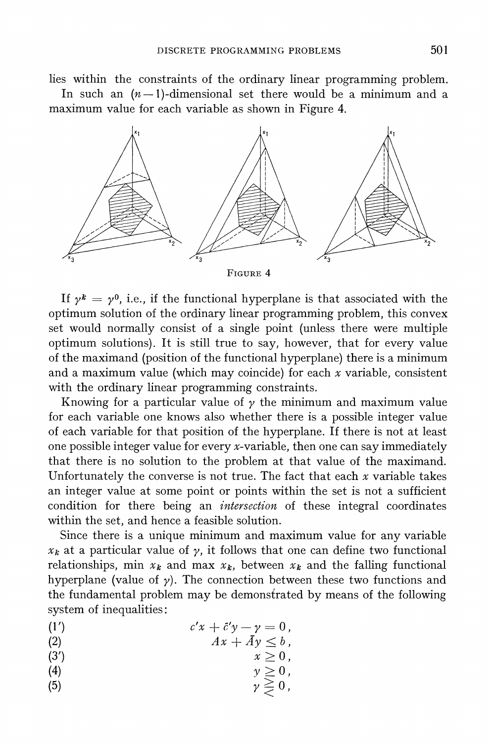lies within the constraints of the ordinary linear programming problem. In such an $(n-1)$-dimensional set there would be a minimum and a maximum value for each variable as shown in Figure 4.

FIGURE 4

If $\gamma^k = \gamma^0$, i.e., if the functional hyperplane is that associated with the optimum solution of the ordinary linear programming problem, this convex set would normally consist of a single point (unless there were multiple optimum solutions). It is still true to say, however, that for every value of the maximand (position of the functional hyperplane) there is a minimum and a maximum value (which may coincide) for each $x$ variable, consistent with the ordinary linear programming constraints.

Knowing for a particular value of $\gamma$ the minimum and maximum value for each variable one knows also whether there is a possible integer value of each variable for that position of the hyperplane. If there is not at least one possible integer value for every $x$-variable, then one can say immediately that there is no solution to the problem at that value of the maximand. Unfortunately the converse is not true. The fact that each $x$ variable takes an integer value at some point or points within the set is not a sufficient condition for there being an *intersection* of these integral coordinates within the set, and hence a feasible solution.

Since there is a unique minimum and maximum value for any variable $x_k$ at a particular value of $\gamma$, it follows that one can define two functional relationships, min $x_k$ and max $x_k$, between $x_k$ and the falling functional hyperplane (value of $\gamma$). The connection between these two functions and the fundamental problem may be demonstrated by means of the following system of inequalities:

$$(1') \qquad c'x + \bar{c}'y - \gamma = 0,$$

$$(2) \qquad Ax + \bar{A}y \leq b,$$

$$(3') \qquad x \geq 0,$$

$$(4) \qquad y \geq 0,$$

$$(5) \qquad \gamma \gtreqless 0,$$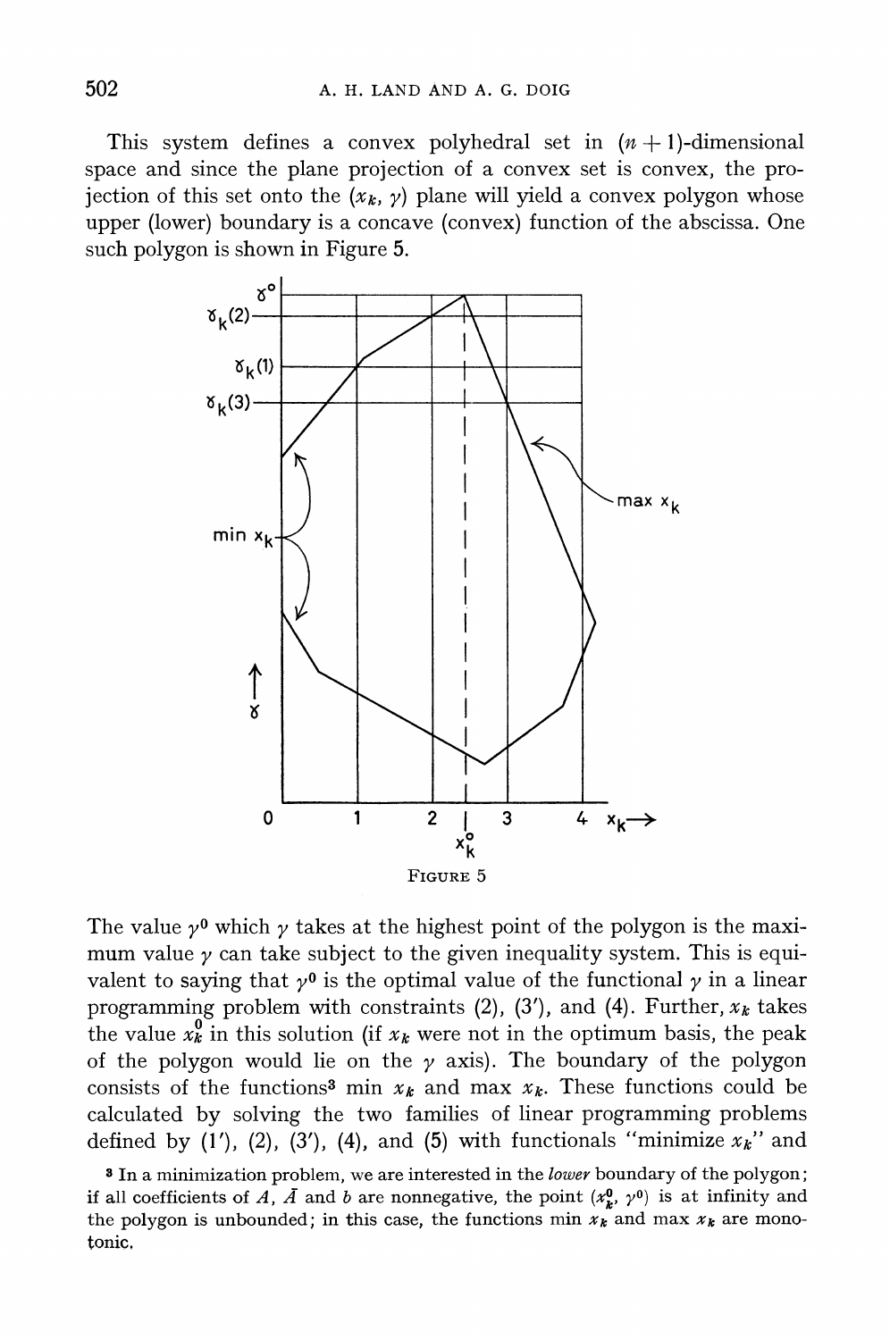This system defines a convex polyhedral set in $(n + 1)$-dimensional space and since the plane projection of a convex set is convex, the projection of this set onto the $(x_k, \gamma)$ plane will yield a convex polygon whose upper (lower) boundary is a concave (convex) function of the abscissa. One such polygon is shown in Figure 5.

FIGURE 5

The value $\gamma^0$ which $\gamma$ takes at the highest point of the polygon is the maximum value $\gamma$ can take subject to the given inequality system. This is equivalent to saying that $\gamma^0$ is the optimal value of the functional $\gamma$ in a linear programming problem with constraints (2), (3′), and (4). Further, $x_k$ takes the value $x_k^0$ in this solution (if $x_k$ were not in the optimum basis, the peak of the polygon would lie on the $\gamma$ axis). The boundary of the polygon consists of the functions[3] min $x_k$ and max $x_k$. These functions could be calculated by solving the two families of linear programming problems defined by (1′), (2), (3′), (4), and (5) with functionals "minimize $x_k$" and

[3] In a minimization problem, we are interested in the *lower* boundary of the polygon; if all coefficients of $A$, $\bar{A}$ and $b$ are nonnegative, the point $(x_k^0, \gamma^0)$ is at infinity and the polygon is unbounded; in this case, the functions min $x_k$ and max $x_k$ are monotonic.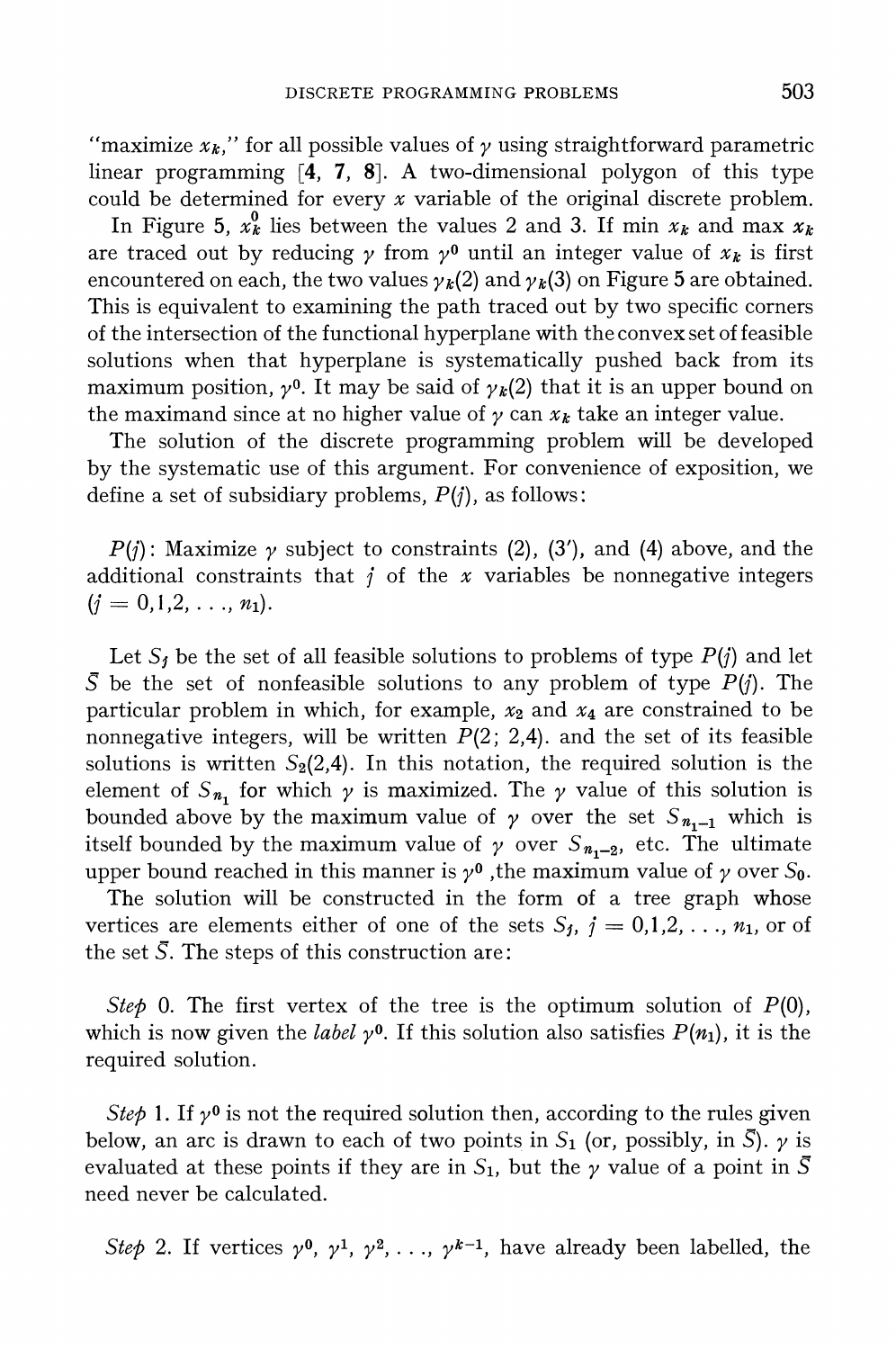"maximize $x_k$," for all possible values of $\gamma$ using straightforward parametric linear programming [4, 7, 8]. A two-dimensional polygon of this type could be determined for every $x$ variable of the original discrete problem.

In Figure 5, $x_k^0$ lies between the values 2 and 3. If min $x_k$ and max $x_k$ are traced out by reducing $\gamma$ from $\gamma^0$ until an integer value of $x_k$ is first encountered on each, the two values $\gamma_k(2)$ and $\gamma_k(3)$ on Figure 5 are obtained. This is equivalent to examining the path traced out by two specific corners of the intersection of the functional hyperplane with the convex set of feasible solutions when that hyperplane is systematically pushed back from its maximum position, $\gamma^0$. It may be said of $\gamma_k(2)$ that it is an upper bound on the maximand since at no higher value of $\gamma$ can $x_k$ take an integer value.

The solution of the discrete programming problem will be developed by the systematic use of this argument. For convenience of exposition, we define a set of subsidiary problems, $P(j)$, as follows:

$P(j)$: Maximize $\gamma$ subject to constraints (2), (3′), and (4) above, and the additional constraints that $j$ of the $x$ variables be nonnegative integers ($j = 0,1,2,\ldots, n_1$).

Let $S_j$ be the set of all feasible solutions to problems of type $P(j)$ and let $\bar{S}$ be the set of nonfeasible solutions to any problem of type $P(j)$. The particular problem in which, for example, $x_2$ and $x_4$ are constrained to be nonnegative integers, will be written $P(2; 2,4)$. and the set of its feasible solutions is written $S_2(2,4)$. In this notation, the required solution is the element of $S_{n_1}$ for which $\gamma$ is maximized. The $\gamma$ value of this solution is bounded above by the maximum value of $\gamma$ over the set $S_{n_1-1}$ which is itself bounded by the maximum value of $\gamma$ over $S_{n_1-2}$, etc. The ultimate upper bound reached in this manner is $\gamma^0$, the maximum value of $\gamma$ over $S_0$.

The solution will be constructed in the form of a tree graph whose vertices are elements either of one of the sets $S_j$, $j = 0,1,2,\ldots, n_1$, or of the set $\bar{S}$. The steps of this construction are:

*Step* 0. The first vertex of the tree is the optimum solution of $P(0)$, which is now given the *label* $\gamma^0$. If this solution also satisfies $P(n_1)$, it is the required solution.

*Step* 1. If $\gamma^0$ is not the required solution then, according to the rules given below, an arc is drawn to each of two points in $S_1$ (or, possibly, in $\bar{S}$). $\gamma$ is evaluated at these points if they are in $S_1$, but the $\gamma$ value of a point in $\bar{S}$ need never be calculated.

*Step* 2. If vertices $\gamma^0, \gamma^1, \gamma^2, \ldots, \gamma^{k-1}$, have already been labelled, the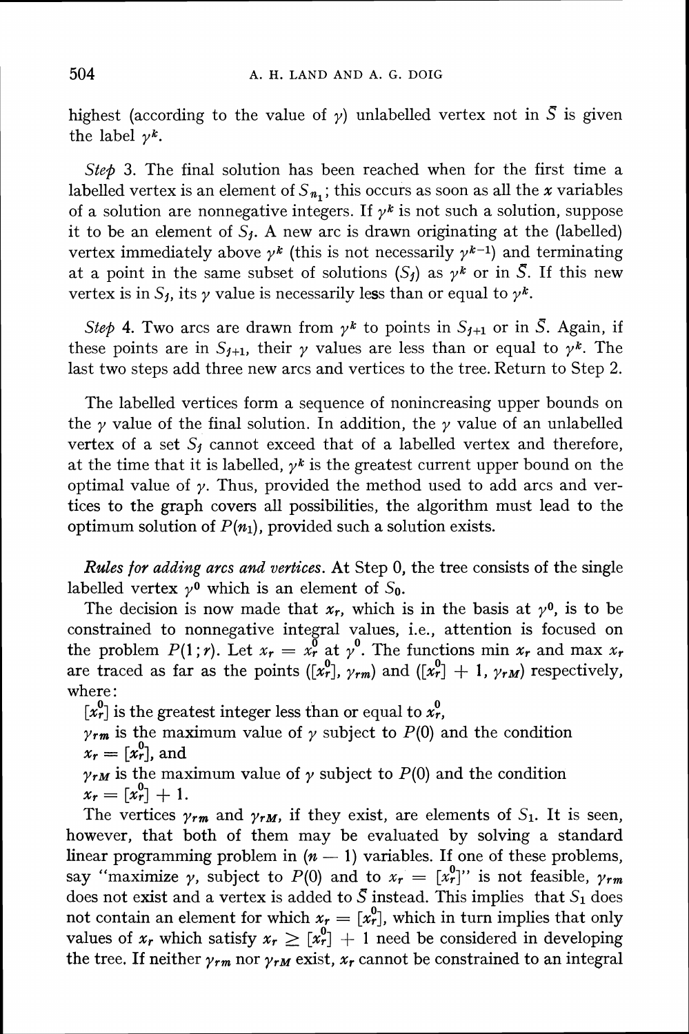highest (according to the value of $\gamma$) unlabelled vertex not in $\bar{S}$ is given the label $\gamma^k$.

*Step* 3. The final solution has been reached when for the first time a labelled vertex is an element of $S_{n_1}$; this occurs as soon as all the $x$ variables of a solution are nonnegative integers. If $\gamma^k$ is not such a solution, suppose it to be an element of $S_j$. A new arc is drawn originating at the (labelled) vertex immediately above $\gamma^k$ (this is not necessarily $\gamma^{k-1}$) and terminating at a point in the same subset of solutions ($S_j$) as $\gamma^k$ or in $\bar{S}$. If this new vertex is in $S_j$, its $\gamma$ value is necessarily less than or equal to $\gamma^k$.

*Step* 4. Two arcs are drawn from $\gamma^k$ to points in $S_{j+1}$ or in $\bar{S}$. Again, if these points are in $S_{j+1}$, their $\gamma$ values are less than or equal to $\gamma^k$. The last two steps add three new arcs and vertices to the tree. Return to Step 2.

The labelled vertices form a sequence of nonincreasing upper bounds on the $\gamma$ value of the final solution. In addition, the $\gamma$ value of an unlabelled vertex of a set $S_j$ cannot exceed that of a labelled vertex and therefore, at the time that it is labelled, $\gamma^k$ is the greatest current upper bound on the optimal value of $\gamma$. Thus, provided the method used to add arcs and vertices to the graph covers all possibilities, the algorithm must lead to the optimum solution of $P(n_1)$, provided such a solution exists.

*Rules for adding arcs and vertices.* At Step 0, the tree consists of the single labelled vertex $\gamma^0$ which is an element of $S_0$.

The decision is now made that $x_r$, which is in the basis at $\gamma^0$, is to be constrained to nonnegative integral values, i.e., attention is focused on the problem $P(1; r)$. Let $x_r = x_r^0$ at $\gamma^0$. The functions min $x_r$ and max $x_r$ are traced as far as the points $([x_r^0], \gamma_{rm})$ and $([x_r^0] + 1, \gamma_{rM})$ respectively, where:

$[x_r^0]$ is the greatest integer less than or equal to $x_r^0$,

$\gamma_{rm}$ is the maximum value of $\gamma$ subject to $P(0)$ and the condition $x_r = [x_r^0]$, and

$\gamma_{rM}$ is the maximum value of $\gamma$ subject to $P(0)$ and the condition $x_r = [x_r^0] + 1$.

The vertices $\gamma_{rm}$ and $\gamma_{rM}$, if they exist, are elements of $S_1$. It is seen, however, that both of them may be evaluated by solving a standard linear programming problem in $(n - 1)$ variables. If one of these problems, say "maximize $\gamma$, subject to $P(0)$ and to $x_r = [x_r^0]$" is not feasible, $\gamma_{rm}$ does not exist and a vertex is added to $\bar{S}$ instead. This implies that $S_1$ does not contain an element for which $x_r = [x_r^0]$, which in turn implies that only values of $x_r$ which satisfy $x_r \geq [x_r^0] + 1$ need be considered in developing the tree. If neither $\gamma_{rm}$ nor $\gamma_{rM}$ exist, $x_r$ cannot be constrained to an integral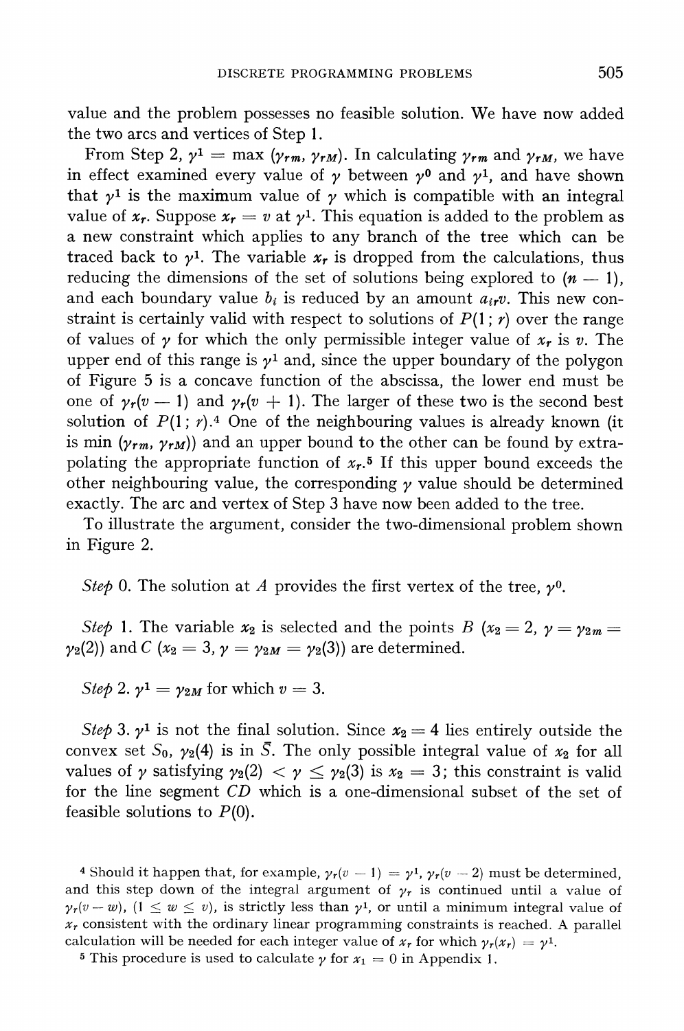value and the problem possesses no feasible solution. We have now added the two arcs and vertices of Step 1.

From Step 2, $\gamma^1 = \max(\gamma_{rm}, \gamma_{rM})$. In calculating $\gamma_{rm}$ and $\gamma_{rM}$, we have in effect examined every value of $\gamma$ between $\gamma^0$ and $\gamma^1$, and have shown that $\gamma^1$ is the maximum value of $\gamma$ which is compatible with an integral value of $x_r$. Suppose $x_r = v$ at $\gamma^1$. This equation is added to the problem as a new constraint which applies to any branch of the tree which can be traced back to $\gamma^1$. The variable $x_r$ is dropped from the calculations, thus reducing the dimensions of the set of solutions being explored to $(n - 1)$, and each boundary value $b_i$ is reduced by an amount $a_{ir}v$. This new constraint is certainly valid with respect to solutions of $P(1; r)$ over the range of values of $\gamma$ for which the only permissible integer value of $x_r$ is $v$. The upper end of this range is $\gamma^1$ and, since the upper boundary of the polygon of Figure 5 is a concave function of the abscissa, the lower end must be one of $\gamma_r(v-1)$ and $\gamma_r(v+1)$. The larger of these two is the second best solution of $P(1; r)$.[4] One of the neighbouring values is already known (it is $\min(\gamma_{rm}, \gamma_{rM})$) and an upper bound to the other can be found by extrapolating the appropriate function of $x_r$.[5] If this upper bound exceeds the other neighbouring value, the corresponding $\gamma$ value should be determined exactly. The arc and vertex of Step 3 have now been added to the tree.

To illustrate the argument, consider the two-dimensional problem shown in Figure 2.

*Step* 0. The solution at $A$ provides the first vertex of the tree, $\gamma^0$.

*Step* 1. The variable $x_2$ is selected and the points $B$ ($x_2 = 2$, $\gamma = \gamma_{2m} = \gamma_2(2)$) and $C$ ($x_2 = 3$, $\gamma = \gamma_{2M} = \gamma_2(3)$) are determined.

*Step* 2. $\gamma^1 = \gamma_{2M}$ for which $v = 3$.

*Step* 3. $\gamma^1$ is not the final solution. Since $x_2 = 4$ lies entirely outside the convex set $S_0$, $\gamma_2(4)$ is in $\bar{S}$. The only possible integral value of $x_2$ for all values of $\gamma$ satisfying $\gamma_2(2) < \gamma \leq \gamma_2(3)$ is $x_2 = 3$; this constraint is valid for the line segment $CD$ which is a one-dimensional subset of the set of feasible solutions to $P(0)$.

---

[4] Should it happen that, for example, $\gamma_r(v-1) = \gamma^1$, $\gamma_r(v-2)$ must be determined, and this step down of the integral argument of $\gamma_r$ is continued until a value of $\gamma_r(v-w)$, $(1 \leq w \leq v)$, is strictly less than $\gamma^1$, or until a minimum integral value of $x_r$ consistent with the ordinary linear programming constraints is reached. A parallel calculation will be needed for each integer value of $x_r$ for which $\gamma_r(x_r) = \gamma^1$.

[5] This procedure is used to calculate $\gamma$ for $x_1 = 0$ in Appendix 1.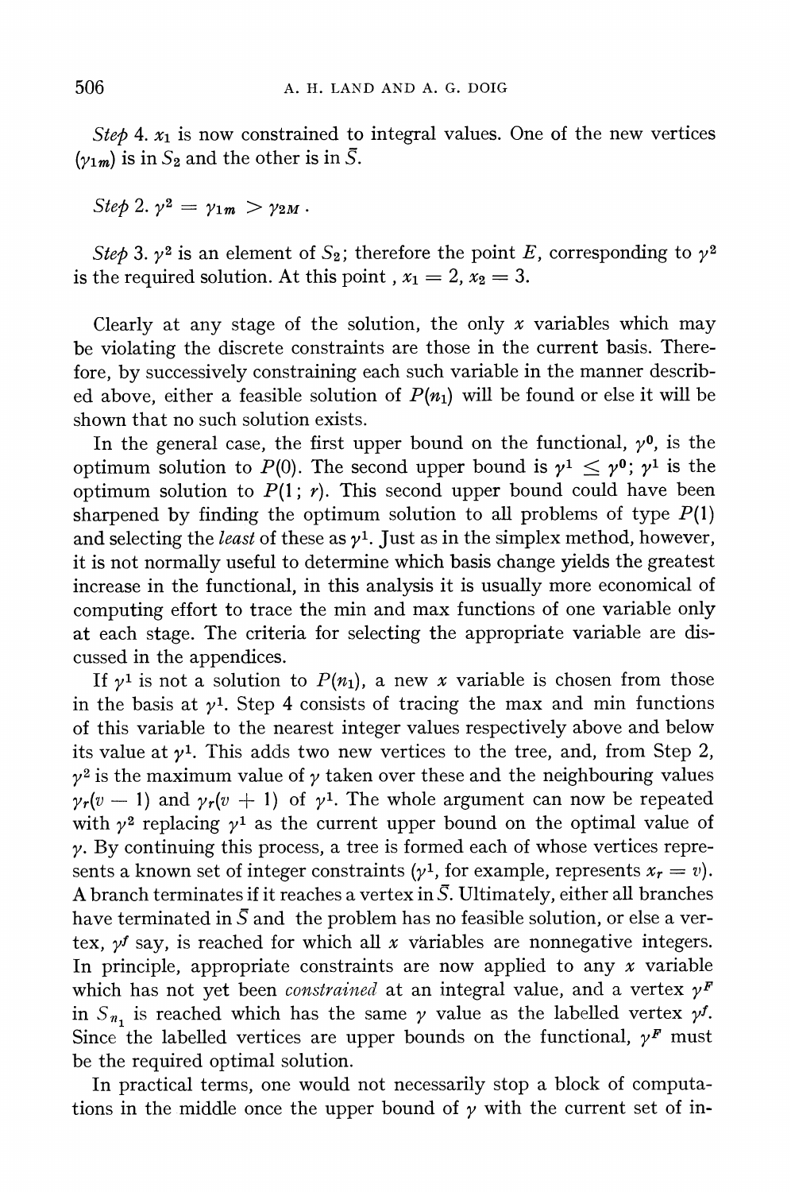*Step* 4. $x_1$ is now constrained to integral values. One of the new vertices $(\gamma_{1m})$ is in $S_2$ and the other is in $\bar{S}$.

*Step* 2. $\gamma^2 = \gamma_{1m} > \gamma_{2M}$.

*Step* 3. $\gamma^2$ is an element of $S_2$; therefore the point $E$, corresponding to $\gamma^2$ is the required solution. At this point, $x_1 = 2$, $x_2 = 3$.

Clearly at any stage of the solution, the only $x$ variables which may be violating the discrete constraints are those in the current basis. Therefore, by successively constraining each such variable in the manner described above, either a feasible solution of $P(n_1)$ will be found or else it will be shown that no such solution exists.

In the general case, the first upper bound on the functional, $\gamma^0$, is the optimum solution to $P(0)$. The second upper bound is $\gamma^1 \leq \gamma^0$; $\gamma^1$ is the optimum solution to $P(1; r)$. This second upper bound could have been sharpened by finding the optimum solution to all problems of type $P(1)$ and selecting the *least* of these as $\gamma^1$. Just as in the simplex method, however, it is not normally useful to determine which basis change yields the greatest increase in the functional, in this analysis it is usually more economical of computing effort to trace the min and max functions of one variable only at each stage. The criteria for selecting the appropriate variable are discussed in the appendices.

If $\gamma^1$ is not a solution to $P(n_1)$, a new $x$ variable is chosen from those in the basis at $\gamma^1$. Step 4 consists of tracing the max and min functions of this variable to the nearest integer values respectively above and below its value at $\gamma^1$. This adds two new vertices to the tree, and, from Step 2, $\gamma^2$ is the maximum value of $\gamma$ taken over these and the neighbouring values $\gamma_r(v-1)$ and $\gamma_r(v+1)$ of $\gamma^1$. The whole argument can now be repeated with $\gamma^2$ replacing $\gamma^1$ as the current upper bound on the optimal value of $\gamma$. By continuing this process, a tree is formed each of whose vertices represents a known set of integer constraints ($\gamma^1$, for example, represents $x_r = v$). A branch terminates if it reaches a vertex in $\bar{S}$. Ultimately, either all branches have terminated in $\bar{S}$ and the problem has no feasible solution, or else a vertex, $\gamma^f$ say, is reached for which all $x$ variables are nonnegative integers. In principle, appropriate constraints are now applied to any $x$ variable which has not yet been *constrained* at an integral value, and a vertex $\gamma^F$ in $S_{n_1}$ is reached which has the same $\gamma$ value as the labelled vertex $\gamma^f$. Since the labelled vertices are upper bounds on the functional, $\gamma^F$ must be the required optimal solution.

In practical terms, one would not necessarily stop a block of computations in the middle once the upper bound of $\gamma$ with the current set of in-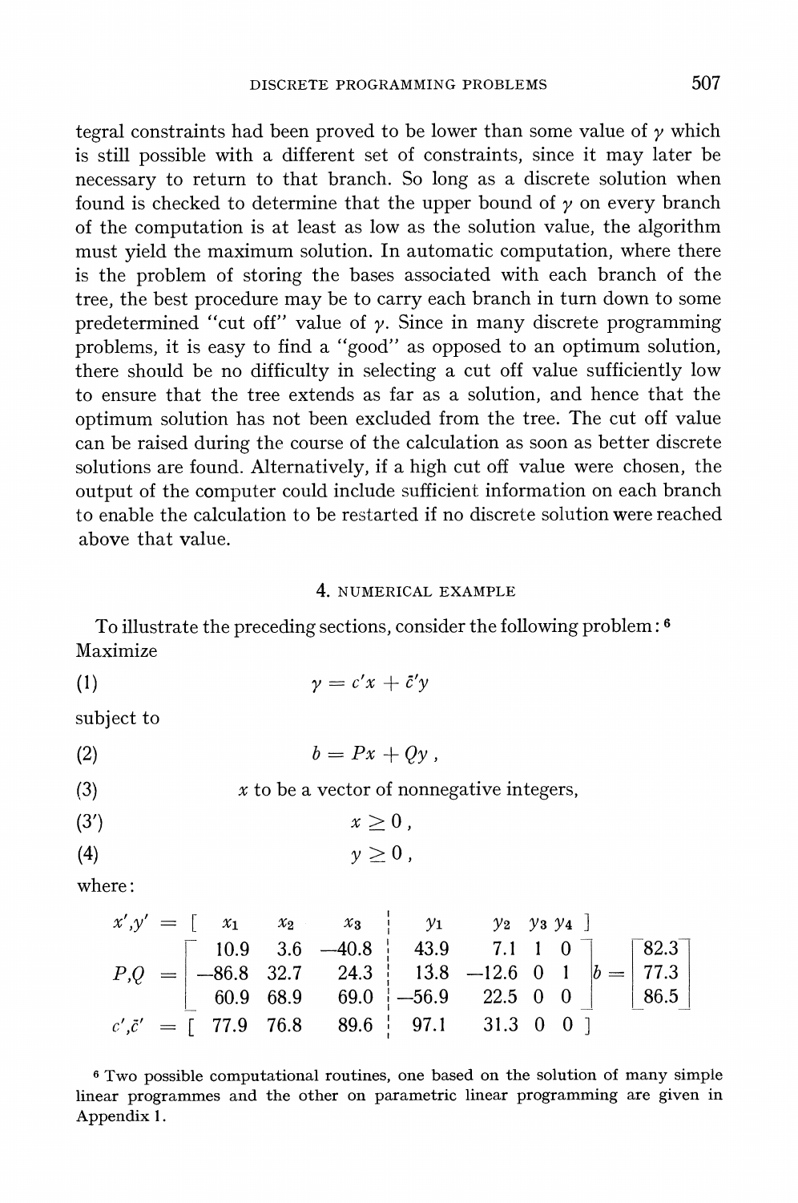tegral constraints had been proved to be lower than some value of $\gamma$ which is still possible with a different set of constraints, since it may later be necessary to return to that branch. So long as a discrete solution when found is checked to determine that the upper bound of $\gamma$ on every branch of the computation is at least as low as the solution value, the algorithm must yield the maximum solution. In automatic computation, where there is the problem of storing the bases associated with each branch of the tree, the best procedure may be to carry each branch in turn down to some predetermined "cut off" value of $\gamma$. Since in many discrete programming problems, it is easy to find a "good" as opposed to an optimum solution, there should be no difficulty in selecting a cut off value sufficiently low to ensure that the tree extends as far as a solution, and hence that the optimum solution has not been excluded from the tree. The cut off value can be raised during the course of the calculation as soon as better discrete solutions are found. Alternatively, if a high cut off value were chosen, the output of the computer could include sufficient information on each branch to enable the calculation to be restarted if no discrete solution were reached above that value.

## 4. NUMERICAL EXAMPLE

To illustrate the preceding sections, consider the following problem:[6]

Maximize

$$(1)\qquad \gamma = c'x + \bar{c}'y$$

subject to

$$(2)\qquad b = Px + Qy\,,$$

(3) $x$ to be a vector of nonnegative integers,

$$(3')\qquad x \geq 0\,,$$

$$(4)\qquad y \geq 0\,,$$

where:

$$x',y' = [\begin{array}{ccc|cccc} x_1 & x_2 & x_3 & y_1 & y_2 & y_3 & y_4 \end{array}]$$

$$P,Q = \begin{bmatrix} 10.9 & 3.6 & -40.8 & 43.9 & 7.1 & 1 & 0 \\ -86.8 & 32.7 & 24.3 & 13.8 & -12.6 & 0 & 1 \\ 60.9 & 68.9 & 69.0 & -56.9 & 22.5 & 0 & 0 \end{bmatrix} \quad b = \begin{bmatrix} 82.3 \\ 77.3 \\ 86.5 \end{bmatrix}$$

$$c',\bar{c}' = [\begin{array}{ccc|cccc} 77.9 & 76.8 & 89.6 & 97.1 & 31.3 & 0 & 0 \end{array}]$$

[6] Two possible computational routines, one based on the solution of many simple linear programmes and the other on parametric linear programming are given in Appendix 1.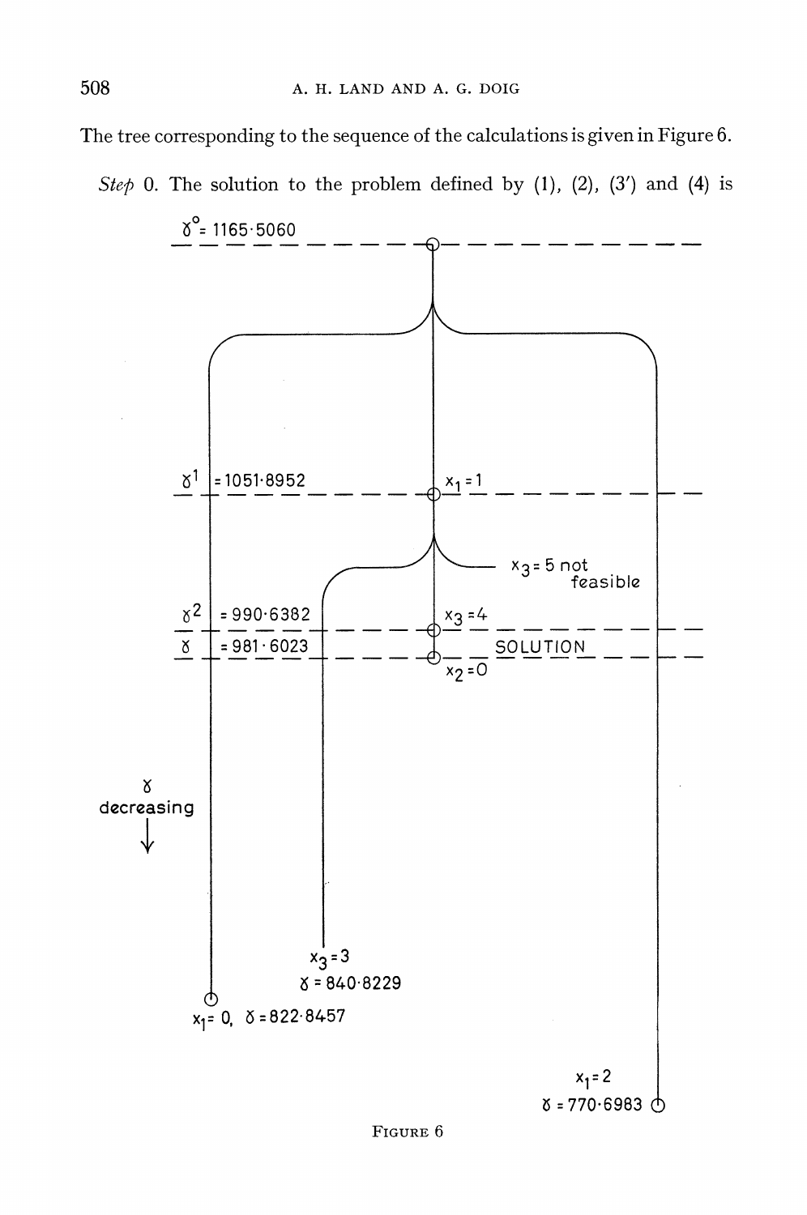The tree corresponding to the sequence of the calculations is given in Figure 6.

*Step* 0. The solution to the problem defined by (1), (2), (3′) and (4) is

$\gamma^0 = 1165{\cdot}5060$

$\gamma^1 = 1051{\cdot}8952$ $x_1 = 1$

$x_3 = 5$ not feasible

$\gamma^2 = 990{\cdot}6382$ $x_3 = 4$

$\gamma = 981{\cdot}6023$ SOLUTION $x_2 = 0$

$\gamma$ decreasing

$x_3 = 3$, $\gamma = 840{\cdot}8229$

$x_1 = 0$, $\gamma = 822{\cdot}8457$

$x_1 = 2$, $\gamma = 770{\cdot}6983$

FIGURE 6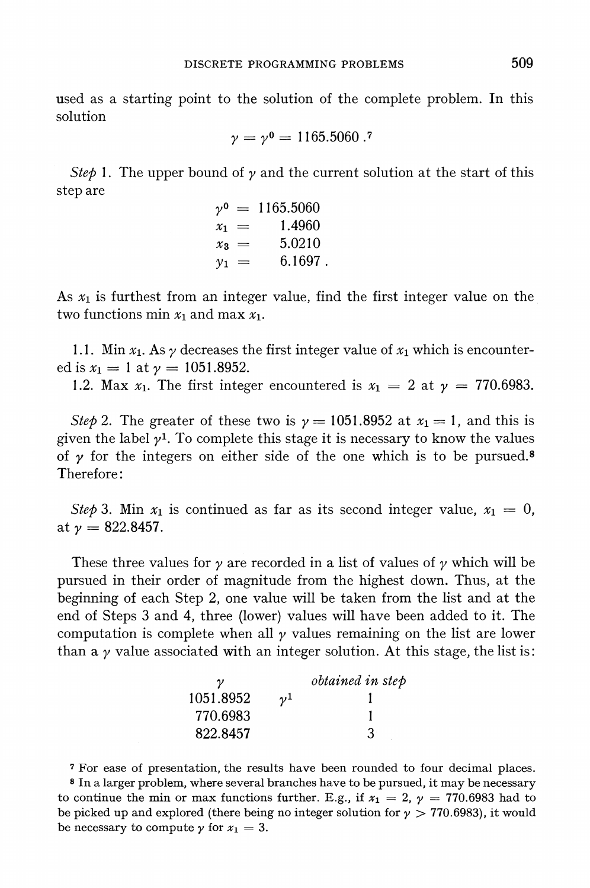used as a starting point to the solution of the complete problem. In this solution

$$\gamma = \gamma^0 = 1165.5060\,.$$[7]

*Step* 1. The upper bound of $\gamma$ and the current solution at the start of this step are

$$\begin{aligned} \gamma^0 &= 1165.5060 \\ x_1 &= 1.4960 \\ x_3 &= 5.0210 \\ y_1 &= 6.1697\,. \end{aligned}$$

As $x_1$ is furthest from an integer value, find the first integer value on the two functions min $x_1$ and max $x_1$.

1.1. Min $x_1$. As $\gamma$ decreases the first integer value of $x_1$ which is encountered is $x_1 = 1$ at $\gamma = 1051.8952$.

1.2. Max $x_1$. The first integer encountered is $x_1 = 2$ at $\gamma = 770.6983$.

*Step* 2. The greater of these two is $\gamma = 1051.8952$ at $x_1 = 1$, and this is given the label $\gamma^1$. To complete this stage it is necessary to know the values of $\gamma$ for the integers on either side of the one which is to be pursued.[8] Therefore:

*Step* 3. Min $x_1$ is continued as far as its second integer value, $x_1 = 0$, at $\gamma = 822.8457$.

These three values for $\gamma$ are recorded in a list of values of $\gamma$ which will be pursued in their order of magnitude from the highest down. Thus, at the beginning of each Step 2, one value will be taken from the list and at the end of Steps 3 and 4, three (lower) values will have been added to it. The computation is complete when all $\gamma$ values remaining on the list are lower than a $\gamma$ value associated with an integer solution. At this stage, the list is:

| $\gamma$ | | *obtained in step* |
|---|---|---|
| 1051.8952 | $\gamma^1$ | 1 |
| 770.6983 | | 1 |
| 822.8457 | | 3 |

[7] For ease of presentation, the results have been rounded to four decimal places.

[8] In a larger problem, where several branches have to be pursued, it may be necessary to continue the min or max functions further. E.g., if $x_1 = 2$, $\gamma = 770.6983$ had to be picked up and explored (there being no integer solution for $\gamma > 770.6983$), it would be necessary to compute $\gamma$ for $x_1 = 3$.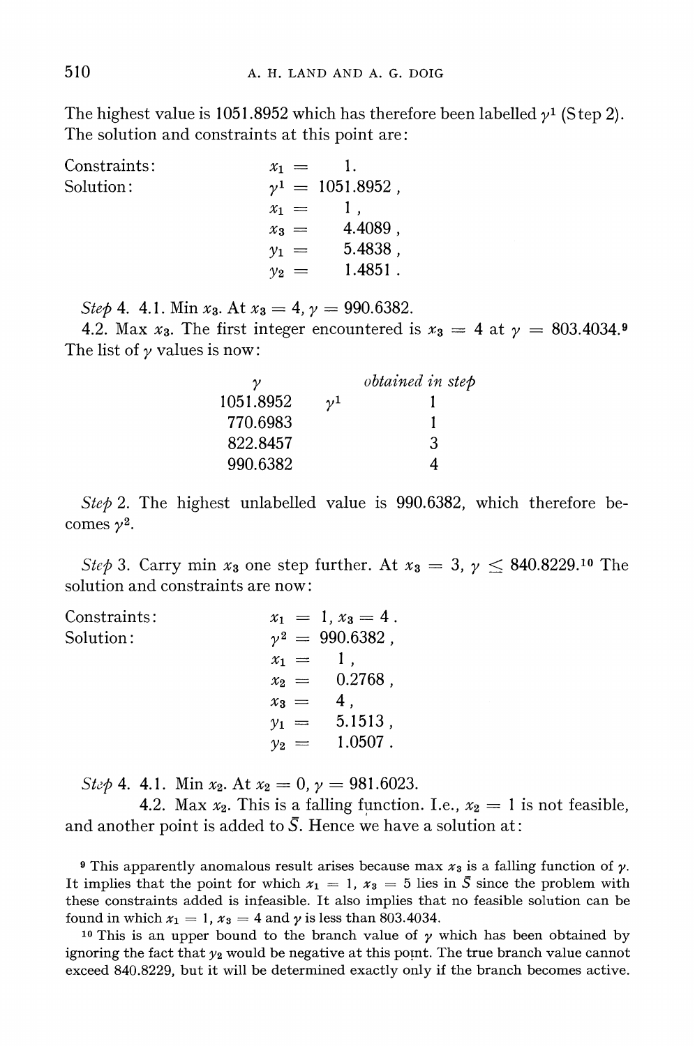The highest value is 1051.8952 which has therefore been labelled $\gamma^1$ (Step 2). The solution and constraints at this point are:

Constraints: $x_1 = 1.$

Solution:

$$\gamma^1 = 1051.8952\,,$$
$$x_1 = 1\,,$$
$$x_3 = 4.4089\,,$$
$$y_1 = 5.4838\,,$$
$$y_2 = 1.4851\,.$$

*Step* 4. 4.1. Min $x_3$. At $x_3 = 4$, $\gamma = 990.6382$.

4.2. Max $x_3$. The first integer encountered is $x_3 = 4$ at $\gamma = 803.4034$.[9] The list of $\gamma$ values is now:

| $\gamma$ | | *obtained in step* |
|---|---|---|
| 1051.8952 | $\gamma^1$ | 1 |
| 770.6983 | | 1 |
| 822.8457 | | 3 |
| 990.6382 | | 4 |

*Step* 2. The highest unlabelled value is 990.6382, which therefore becomes $\gamma^2$.

*Step* 3. Carry min $x_3$ one step further. At $x_3 = 3$, $\gamma \leq 840.8229$.[10] The solution and constraints are now:

Constraints: $x_1 = 1, x_3 = 4\,.$

Solution:

$$\gamma^2 = 990.6382\,,$$
$$x_1 = 1\,,$$
$$x_2 = 0.2768\,,$$
$$x_3 = 4\,,$$
$$y_1 = 5.1513\,,$$
$$y_2 = 1.0507\,.$$

*Step* 4. 4.1. Min $x_2$. At $x_2 = 0$, $\gamma = 981.6023$.

4.2. Max $x_2$. This is a falling function. I.e., $x_2 = 1$ is not feasible, and another point is added to $\bar{S}$. Hence we have a solution at:

[9] This apparently anomalous result arises because max $x_3$ is a falling function of $\gamma$. It implies that the point for which $x_1 = 1$, $x_3 = 5$ lies in $\bar{S}$ since the problem with these constraints added is infeasible. It also implies that no feasible solution can be found in which $x_1 = 1$, $x_3 = 4$ and $\gamma$ is less than 803.4034.

[10] This is an upper bound to the branch value of $\gamma$ which has been obtained by ignoring the fact that $y_2$ would be negative at this point. The true branch value cannot exceed 840.8229, but it will be determined exactly only if the branch becomes active.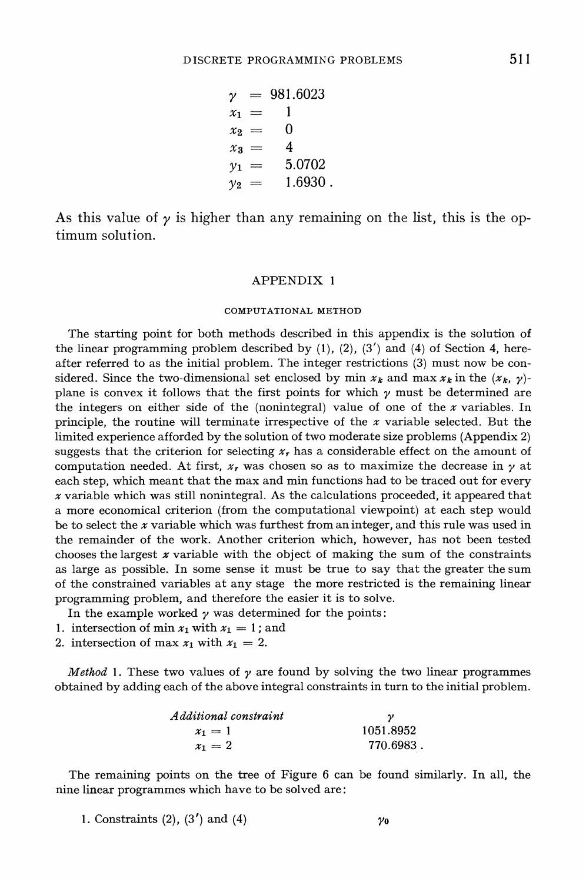$$
\begin{aligned}
\gamma &= 981.6023 \\
x_1 &= 1 \\
x_2 &= 0 \\
x_3 &= 4 \\
y_1 &= 5.0702 \\
y_2 &= 1.6930\,.
\end{aligned}
$$

As this value of $\gamma$ is higher than any remaining on the list, this is the optimum solution.

## APPENDIX 1

### COMPUTATIONAL METHOD

The starting point for both methods described in this appendix is the solution of the linear programming problem described by (1), (2), (3′) and (4) of Section 4, hereafter referred to as the initial problem. The integer restrictions (3) must now be considered. Since the two-dimensional set enclosed by min $x_k$ and max $x_k$ in the $(x_k, \gamma)$-plane is convex it follows that the first points for which $\gamma$ must be determined are the integers on either side of the (nonintegral) value of one of the $x$ variables. In principle, the routine will terminate irrespective of the $x$ variable selected. But the limited experience afforded by the solution of two moderate size problems (Appendix 2) suggests that the criterion for selecting $x_r$ has a considerable effect on the amount of computation needed. At first, $x_r$ was chosen so as to maximize the decrease in $\gamma$ at each step, which meant that the max and min functions had to be traced out for every $x$ variable which was still nonintegral. As the calculations proceeded, it appeared that a more economical criterion (from the computational viewpoint) at each step would be to select the $x$ variable which was furthest from an integer, and this rule was used in the remainder of the work. Another criterion which, however, has not been tested chooses the largest $x$ variable with the object of making the sum of the constraints as large as possible. In some sense it must be true to say that the greater the sum of the constrained variables at any stage the more restricted is the remaining linear programming problem, and therefore the easier it is to solve.

In the example worked $\gamma$ was determined for the points:

1. intersection of min $x_1$ with $x_1 = 1$; and
2. intersection of max $x_1$ with $x_1 = 2$.

*Method* 1. These two values of $\gamma$ are found by solving the two linear programmes obtained by adding each of the above integral constraints in turn to the initial problem.

| *Additional constraint* | $\gamma$ |
|---|---|
| $x_1 = 1$ | 1051.8952 |
| $x_1 = 2$ | 770.6983 . |

The remaining points on the tree of Figure 6 can be found similarly. In all, the nine linear programmes which have to be solved are:

1. Constraints (2), (3′) and (4) $\qquad \gamma_0$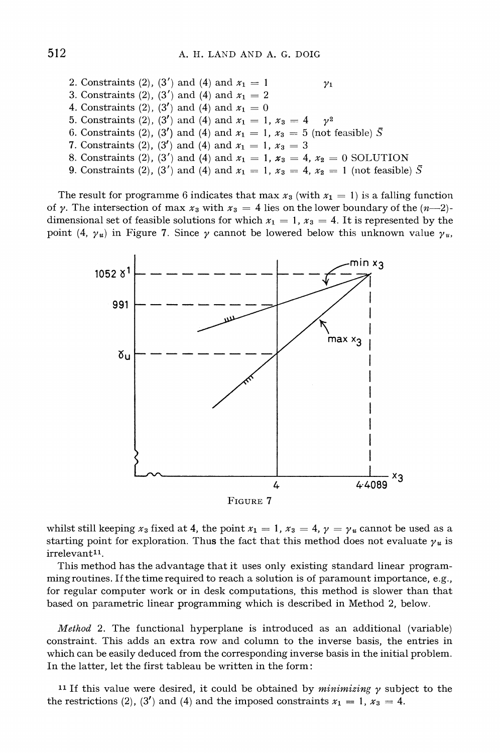2. Constraints (2), (3′) and (4) and $x_1 = 1$ $\quad\gamma_1$
3. Constraints (2), (3′) and (4) and $x_1 = 2$
4. Constraints (2), (3′) and (4) and $x_1 = 0$
5. Constraints (2), (3′) and (4) and $x_1 = 1$, $x_3 = 4$ $\quad\gamma^2$
6. Constraints (2), (3′) and (4) and $x_1 = 1$, $x_3 = 5$ (not feasible) $\bar{S}$
7. Constraints (2), (3′) and (4) and $x_1 = 1$, $x_3 = 3$
8. Constraints (2), (3′) and (4) and $x_1 = 1$, $x_3 = 4$, $x_2 = 0$ SOLUTION
9. Constraints (2), (3′) and (4) and $x_1 = 1$, $x_3 = 4$, $x_2 = 1$ (not feasible) $\bar{S}$

The result for programme 6 indicates that max $x_3$ (with $x_1 = 1$) is a falling function of $\gamma$. The intersection of max $x_3$ with $x_3 = 4$ lies on the lower boundary of the $(n-2)$-dimensional set of feasible solutions for which $x_1 = 1$, $x_3 = 4$. It is represented by the point $(4, \gamma_u)$ in Figure 7. Since $\gamma$ cannot be lowered below this unknown value $\gamma_u$,

FIGURE 7

whilst still keeping $x_3$ fixed at 4, the point $x_1 = 1$, $x_3 = 4$, $\gamma = \gamma_u$ cannot be used as a starting point for exploration. Thus the fact that this method does not evaluate $\gamma_u$ is irrelevant[11].

This method has the advantage that it uses only existing standard linear programming routines. If the time required to reach a solution is of paramount importance, e.g., for regular computer work or in desk computations, this method is slower than that based on parametric linear programming which is described in Method 2, below.

*Method* 2. The functional hyperplane is introduced as an additional (variable) constraint. This adds an extra row and column to the inverse basis, the entries in which can be easily deduced from the corresponding inverse basis in the initial problem. In the latter, let the first tableau be written in the form:

[11] If this value were desired, it could be obtained by *minimizing* $\gamma$ subject to the the restrictions (2), (3′) and (4) and the imposed constraints $x_1 = 1$, $x_3 = 4$.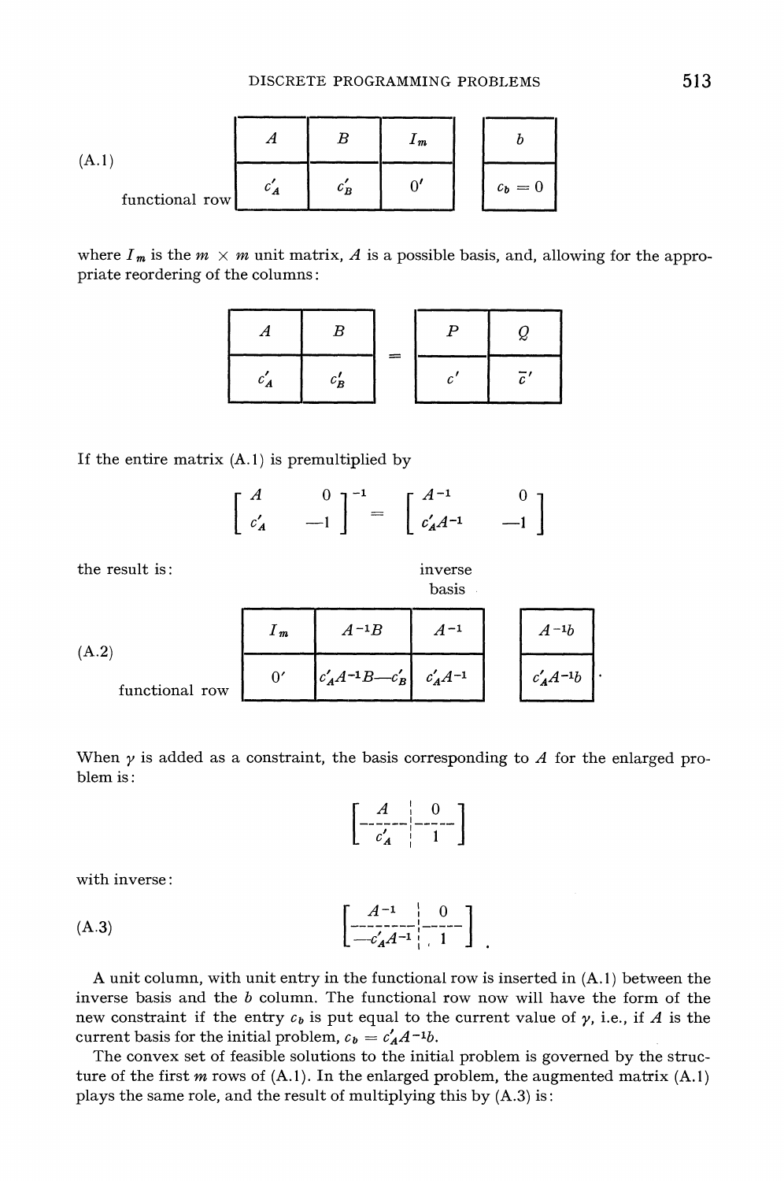(A.1)

$$
\begin{array}{r|c|c|c|c|c|}
\cline{2-4}\cline{6-6}
 & A & B & I_m & & b \\
\cline{2-4}\cline{6-6}
\text{functional row} & c'_A & c'_B & 0' & & c_b = 0 \\
\cline{2-4}\cline{6-6}
\end{array}
$$

where $I_m$ is the $m \times m$ unit matrix, $A$ is a possible basis, and, allowing for the appropriate reordering of the columns:

$$
\begin{array}{|c|c|}
\hline
A & B \\
\hline
c'_A & c'_B \\
\hline
\end{array}
=
\begin{array}{|c|c|}
\hline
P & Q \\
\hline
c' & \bar{c}' \\
\hline
\end{array}
$$

If the entire matrix (A.1) is premultiplied by

$$
\begin{bmatrix} A & 0 \\ c'_A & -1 \end{bmatrix}^{-1} = \begin{bmatrix} A^{-1} & 0 \\ c'_A A^{-1} & -1 \end{bmatrix}
$$

the result is:

(A.2)

$$
\begin{array}{r|c|c|c|c|c|}
\cline{2-4}\cline{6-6}
 & I_m & A^{-1}B & A^{-1} & & A^{-1}b \\
\cline{2-4}\cline{6-6}
\text{functional row} & 0' & c'_A A^{-1}B - c'_B & c'_A A^{-1} & & c'_A A^{-1}b \\
\cline{2-4}\cline{6-6}
\end{array}
$$

(the $A^{-1}$ column block being the inverse basis).

When $\gamma$ is added as a constraint, the basis corresponding to $A$ for the enlarged problem is:

$$
\left[\begin{array}{c|c} A & 0 \\ \hline c'_A & 1 \end{array}\right]
$$

with inverse:

(A.3)

$$
\left[\begin{array}{c|c} A^{-1} & 0 \\ \hline -c'_A A^{-1} & 1 \end{array}\right] .
$$

A unit column, with unit entry in the functional row is inserted in (A.1) between the inverse basis and the $b$ column. The functional row now will have the form of the new constraint if the entry $c_b$ is put equal to the current value of $\gamma$, i.e., if $A$ is the current basis for the initial problem, $c_b = c'_A A^{-1}b$.

The convex set of feasible solutions to the initial problem is governed by the structure of the first $m$ rows of (A.1). In the enlarged problem, the augmented matrix (A.1) plays the same role, and the result of multiplying this by (A.3) is: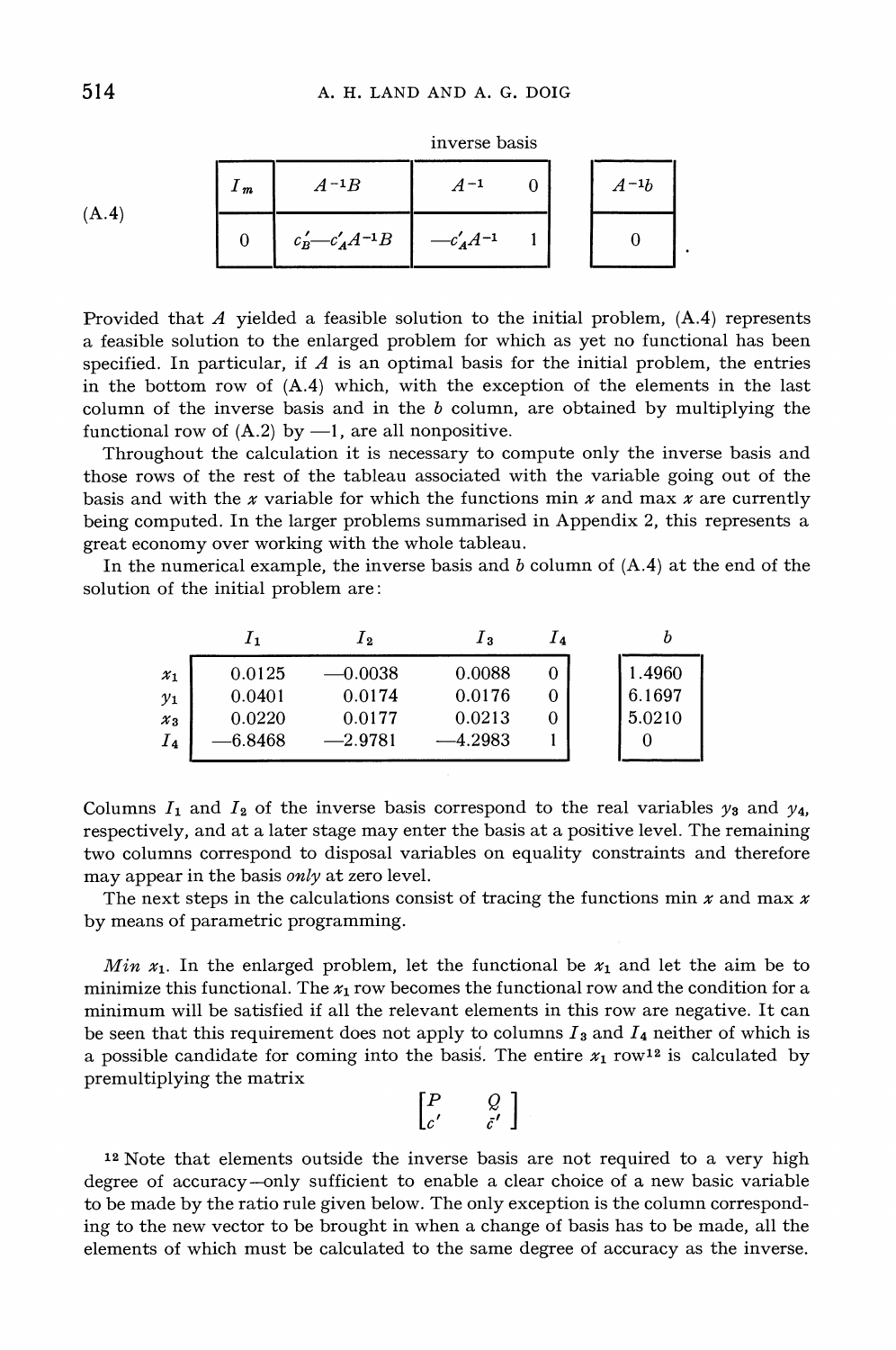inverse basis

(A.4)

| $I_m$ | $A^{-1}B$ | $A^{-1}$ | $0$ | $A^{-1}b$ |
|---|---|---|---|---|
| $0$ | $c'_B - c'_A A^{-1}B$ | $-c'_A A^{-1}$ | $1$ | $0$ |

Provided that $A$ yielded a feasible solution to the initial problem, (A.4) represents a feasible solution to the enlarged problem for which as yet no functional has been specified. In particular, if $A$ is an optimal basis for the initial problem, the entries in the bottom row of (A.4) which, with the exception of the elements in the last column of the inverse basis and in the $b$ column, are obtained by multiplying the functional row of (A.2) by $-1$, are all nonpositive.

Throughout the calculation it is necessary to compute only the inverse basis and those rows of the rest of the tableau associated with the variable going out of the basis and with the $x$ variable for which the functions min $x$ and max $x$ are currently being computed. In the larger problems summarised in Appendix 2, this represents a great economy over working with the whole tableau.

In the numerical example, the inverse basis and $b$ column of (A.4) at the end of the solution of the initial problem are:

| | $I_1$ | $I_2$ | $I_3$ | $I_4$ | $b$ |
|---|---|---|---|---|---|
| $x_1$ | 0.0125 | −0.0038 | 0.0088 | 0 | 1.4960 |
| $y_1$ | 0.0401 | 0.0174 | 0.0176 | 0 | 6.1697 |
| $x_3$ | 0.0220 | 0.0177 | 0.0213 | 0 | 5.0210 |
| $I_4$ | −6.8468 | −2.9781 | −4.2983 | 1 | 0 |

Columns $I_1$ and $I_2$ of the inverse basis correspond to the real variables $y_3$ and $y_4$, respectively, and at a later stage may enter the basis at a positive level. The remaining two columns correspond to disposal variables on equality constraints and therefore may appear in the basis *only* at zero level.

The next steps in the calculations consist of tracing the functions min $x$ and max $x$ by means of parametric programming.

*Min* $x_1$. In the enlarged problem, let the functional be $x_1$ and let the aim be to minimize this functional. The $x_1$ row becomes the functional row and the condition for a minimum will be satisfied if all the relevant elements in this row are negative. It can be seen that this requirement does not apply to columns $I_3$ and $I_4$ neither of which is a possible candidate for coming into the basis. The entire $x_1$ row[12] is calculated by premultiplying the matrix

$$\begin{bmatrix} P & Q \\ c' & \bar{c}' \end{bmatrix}$$

[12] Note that elements outside the inverse basis are not required to a very high degree of accuracy—only sufficient to enable a clear choice of a new basic variable to be made by the ratio rule given below. The only exception is the column corresponding to the new vector to be brought in when a change of basis has to be made, all the elements of which must be calculated to the same degree of accuracy as the inverse.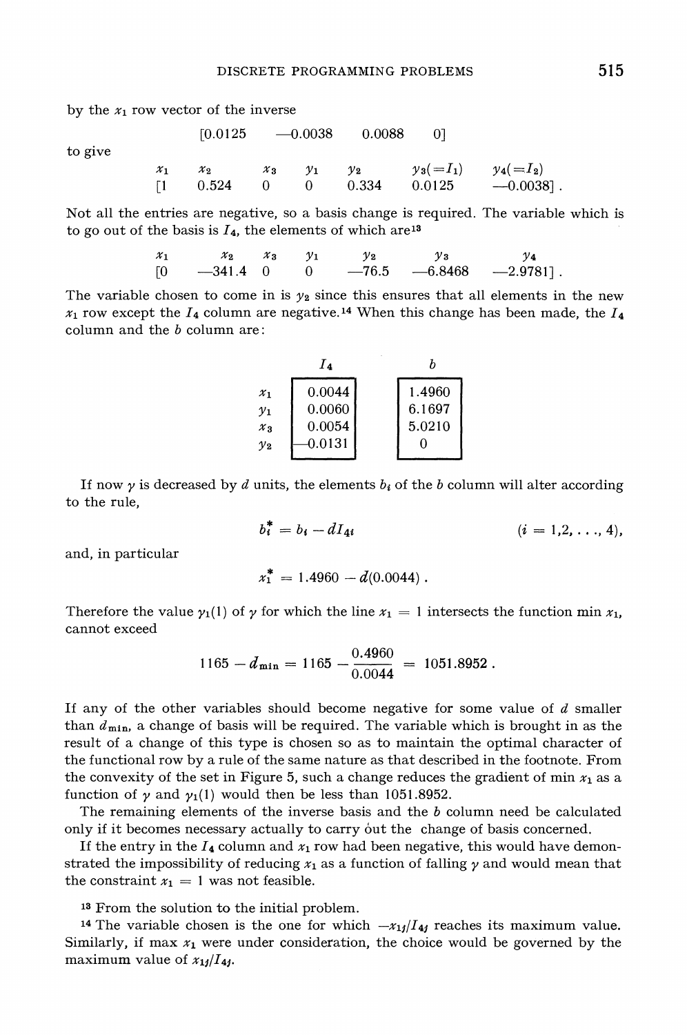by the $x_1$ row vector of the inverse

$$[0.0125 \quad -0.0038 \quad 0.0088 \quad 0]$$

to give

| $x_1$ | $x_2$ | $x_3$ | $y_1$ | $y_2$ | $y_3(=I_1)$ | $y_4(=I_2)$ |
|---|---|---|---|---|---|---|
| [1 | 0.524 | 0 | 0 | 0.334 | 0.0125 | —0.0038] . |

Not all the entries are negative, so a basis change is required. The variable which is to go out of the basis is $I_4$, the elements of which are[13]

| $x_1$ | $x_2$ | $x_3$ | $y_1$ | $y_2$ | $y_3$ | $y_4$ |
|---|---|---|---|---|---|---|
| [0 | —341.4 | 0 | 0 | —76.5 | —6.8468 | —2.9781] . |

The variable chosen to come in is $y_2$ since this ensures that all elements in the new $x_1$ row except the $I_4$ column are negative.[14] When this change has been made, the $I_4$ column and the $b$ column are:

| | $I_4$ | $b$ |
|---|---|---|
| $x_1$ | 0.0044 | 1.4960 |
| $y_1$ | 0.0060 | 6.1697 |
| $x_3$ | 0.0054 | 5.0210 |
| $y_2$ | —0.0131 | 0 |

If now $\gamma$ is decreased by $d$ units, the elements $b_i$ of the $b$ column will alter according to the rule,

$$b_i^* = b_i - dI_{4i} \qquad (i = 1,2,\ldots,4),$$

and, in particular

$$x_1^* = 1.4960 - d(0.0044) .$$

Therefore the value $\gamma_1(1)$ of $\gamma$ for which the line $x_1 = 1$ intersects the function min $x_1$, cannot exceed

$$1165 - d_{\min} = 1165 - \frac{0.4960}{0.0044} = 1051.8952 .$$

If any of the other variables should become negative for some value of $d$ smaller than $d_{\min}$, a change of basis will be required. The variable which is brought in as the result of a change of this type is chosen so as to maintain the optimal character of the functional row by a rule of the same nature as that described in the footnote. From the convexity of the set in Figure 5, such a change reduces the gradient of min $x_1$ as a function of $\gamma$ and $\gamma_1(1)$ would then be less than 1051.8952.

The remaining elements of the inverse basis and the $b$ column need be calculated only if it becomes necessary actually to carry out the change of basis concerned.

If the entry in the $I_4$ column and $x_1$ row had been negative, this would have demonstrated the impossibility of reducing $x_1$ as a function of falling $\gamma$ and would mean that the constraint $x_1 = 1$ was not feasible.

[13] From the solution to the initial problem.

[14] The variable chosen is the one for which $-x_{1j}/I_{4j}$ reaches its maximum value. Similarly, if max $x_1$ were under consideration, the choice would be governed by the maximum value of $x_{1j}/I_{4j}$.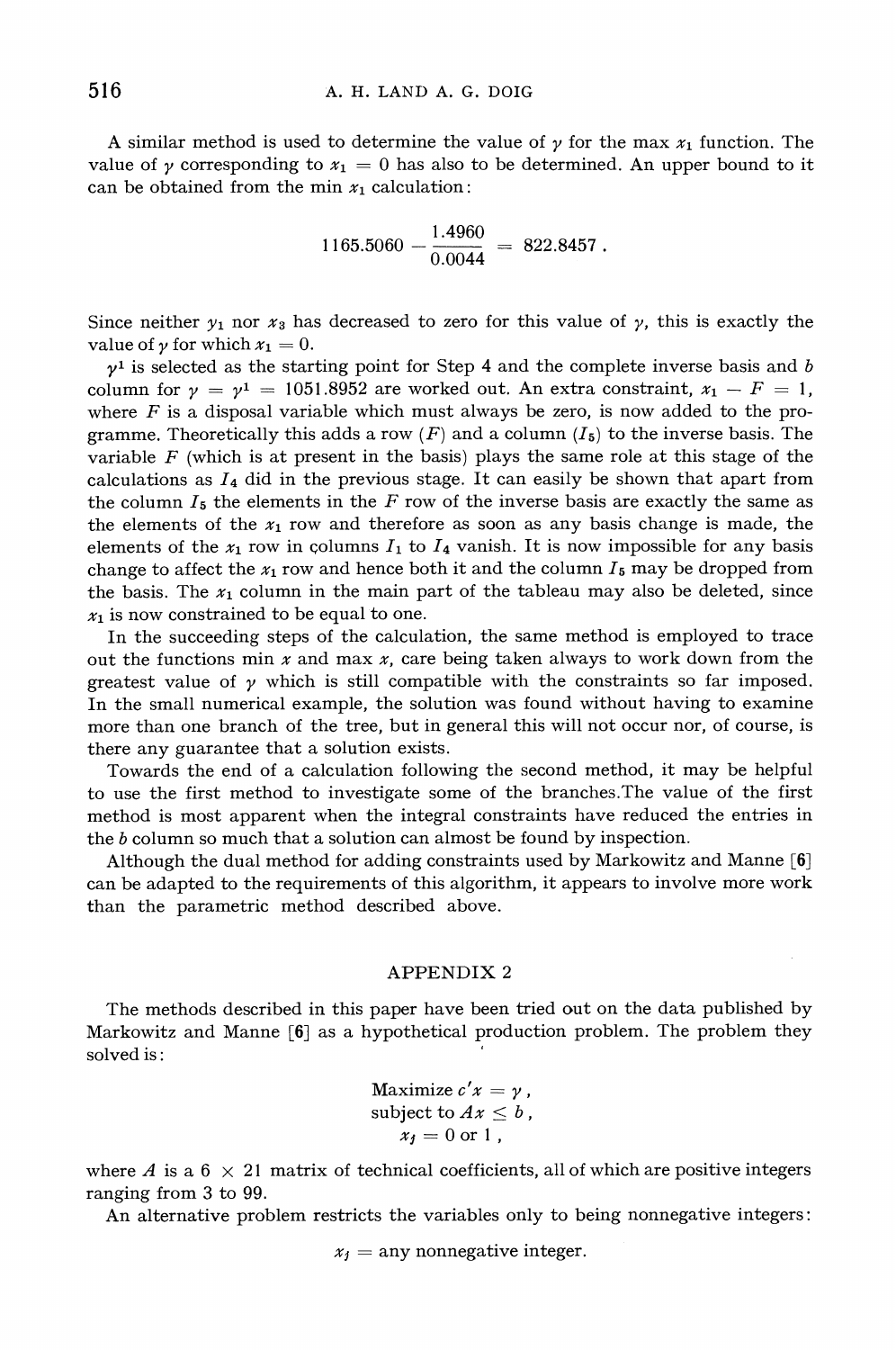A similar method is used to determine the value of $\gamma$ for the max $x_1$ function. The value of $\gamma$ corresponding to $x_1 = 0$ has also to be determined. An upper bound to it can be obtained from the min $x_1$ calculation:

$$1165.5060 - \frac{1.4960}{0.0044} = 822.8457 .$$

Since neither $y_1$ nor $x_3$ has decreased to zero for this value of $\gamma$, this is exactly the value of $\gamma$ for which $x_1 = 0$.

$\gamma^1$ is selected as the starting point for Step 4 and the complete inverse basis and $b$ column for $\gamma = \gamma^1 = 1051.8952$ are worked out. An extra constraint, $x_1 - F = 1$, where $F$ is a disposal variable which must always be zero, is now added to the programme. Theoretically this adds a row ($F$) and a column ($I_5$) to the inverse basis. The variable $F$ (which is at present in the basis) plays the same role at this stage of the calculations as $I_4$ did in the previous stage. It can easily be shown that apart from the column $I_5$ the elements in the $F$ row of the inverse basis are exactly the same as the elements of the $x_1$ row and therefore as soon as any basis change is made, the elements of the $x_1$ row in columns $I_1$ to $I_4$ vanish. It is now impossible for any basis change to affect the $x_1$ row and hence both it and the column $I_5$ may be dropped from the basis. The $x_1$ column in the main part of the tableau may also be deleted, since $x_1$ is now constrained to be equal to one.

In the succeeding steps of the calculation, the same method is employed to trace out the functions min $x$ and max $x$, care being taken always to work down from the greatest value of $\gamma$ which is still compatible with the constraints so far imposed. In the small numerical example, the solution was found without having to examine more than one branch of the tree, but in general this will not occur nor, of course, is there any guarantee that a solution exists.

Towards the end of a calculation following the second method, it may be helpful to use the first method to investigate some of the branches. The value of the first method is most apparent when the integral constraints have reduced the entries in the $b$ column so much that a solution can almost be found by inspection.

Although the dual method for adding constraints used by Markowitz and Manne [6] can be adapted to the requirements of this algorithm, it appears to involve more work than the parametric method described above.

## APPENDIX 2

The methods described in this paper have been tried out on the data published by Markowitz and Manne [6] as a hypothetical production problem. The problem they solved is:

$$\begin{aligned} &\text{Maximize } c'x = \gamma , \\ &\text{subject to } Ax \leq b , \\ &x_j = 0 \text{ or } 1 , \end{aligned}$$

where $A$ is a $6 \times 21$ matrix of technical coefficients, all of which are positive integers ranging from 3 to 99.

An alternative problem restricts the variables only to being nonnegative integers:

$$x_j = \text{any nonnegative integer.}$$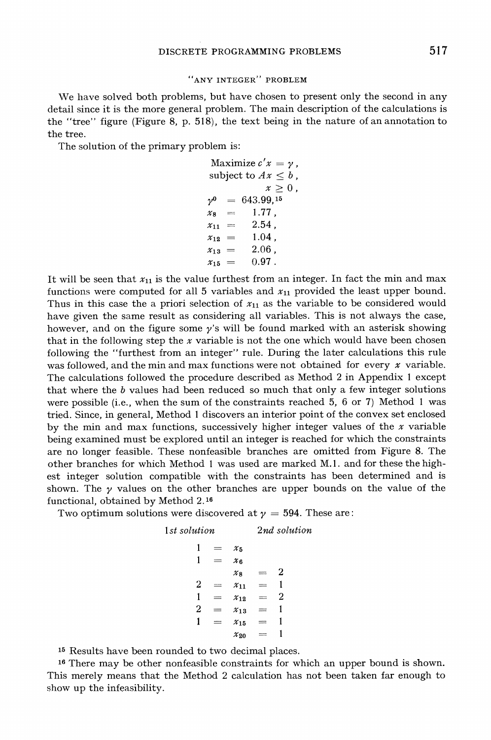### "ANY INTEGER" PROBLEM

We have solved both problems, but have chosen to present only the second in any detail since it is the more general problem. The main description of the calculations is the "tree" figure (Figure 8, p. 518), the text being in the nature of an annotation to the tree.

The solution of the primary problem is:

$$
\begin{aligned}
&\text{Maximize } c'x = \gamma\,, \\
&\text{subject to } Ax \le b\,, \\
&\qquad\qquad x \ge 0\,, \\
\gamma^0 &= 643.99,\text{[15]} \\
x_8 &= 1.77\,, \\
x_{11} &= 2.54\,, \\
x_{12} &= 1.04\,, \\
x_{13} &= 2.06\,, \\
x_{15} &= 0.97\,.
\end{aligned}
$$

It will be seen that $x_{11}$ is the value furthest from an integer. In fact the min and max functions were computed for all 5 variables and $x_{11}$ provided the least upper bound. Thus in this case the a priori selection of $x_{11}$ as the variable to be considered would have given the same result as considering all variables. This is not always the case, however, and on the figure some $\gamma$'s will be found marked with an asterisk showing that in the following step the $x$ variable is not the one which would have been chosen following the "furthest from an integer" rule. During the later calculations this rule was followed, and the min and max functions were not obtained for every $x$ variable. The calculations followed the procedure described as Method 2 in Appendix 1 except that where the $b$ values had been reduced so much that only a few integer solutions were possible (i.e., when the sum of the constraints reached 5, 6 or 7) Method 1 was tried. Since, in general, Method 1 discovers an interior point of the convex set enclosed by the min and max functions, successively higher integer values of the $x$ variable being examined must be explored until an integer is reached for which the constraints are no longer feasible. These nonfeasible branches are omitted from Figure 8. The other branches for which Method 1 was used are marked M.1. and for these the highest integer solution compatible with the constraints has been determined and is shown. The $\gamma$ values on the other branches are upper bounds on the value of the functional, obtained by Method 2.[16]

Two optimum solutions were discovered at $\gamma = 594$. These are:

| *1st solution* | | | | *2nd solution* |
|---|---|---|---|---|
| 1 | = | $x_5$ | | |
| 1 | = | $x_6$ | | |
| | | $x_8$ | = | 2 |
| 2 | = | $x_{11}$ | = | 1 |
| 1 | = | $x_{12}$ | = | 2 |
| 2 | = | $x_{13}$ | = | 1 |
| 1 | = | $x_{15}$ | = | 1 |
| | | $x_{20}$ | = | 1 |

[15] Results have been rounded to two decimal places.

[16] There may be other nonfeasible constraints for which an upper bound is shown. This merely means that the Method 2 calculation has not been taken far enough to show up the infeasibility.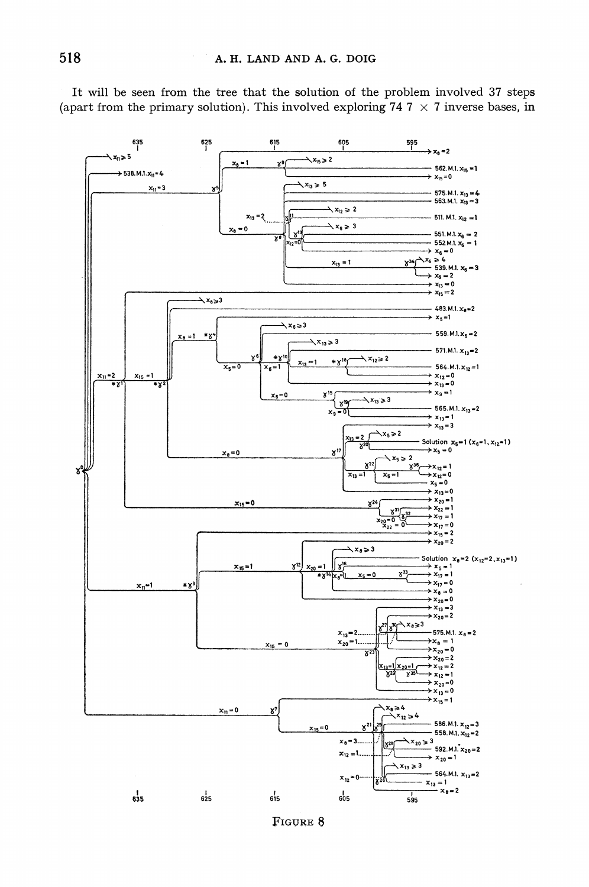It will be seen from the tree that the solution of the problem involved 37 steps (apart from the primary solution). This involved exploring 74 7 × 7 inverse bases, in

FIGURE 8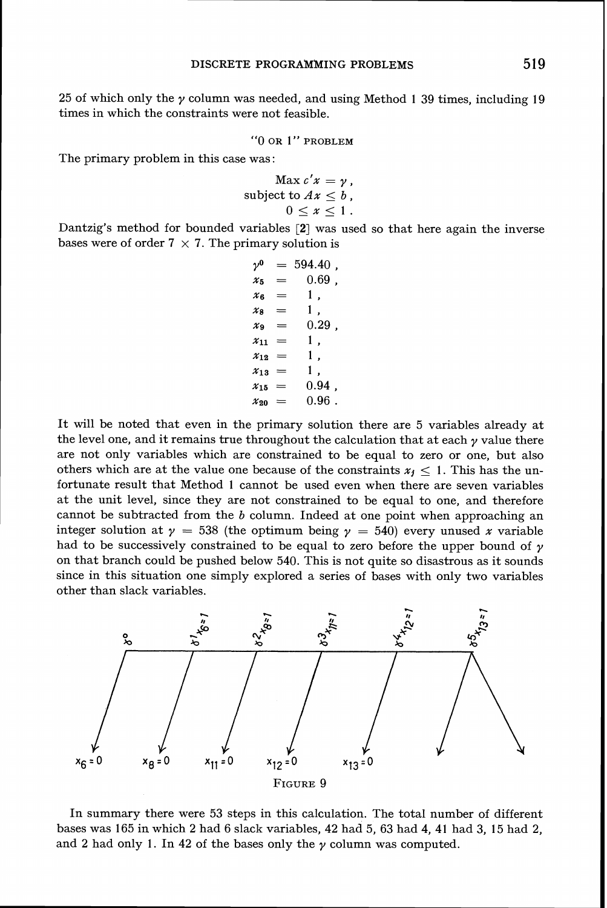25 of which only the $\gamma$ column was needed, and using Method 1 39 times, including 19 times in which the constraints were not feasible.

### "0 OR 1" PROBLEM

The primary problem in this case was:

$$\begin{aligned} \text{Max } c'x &= \gamma\,, \\ \text{subject to } Ax &\leq b\,, \\ 0 \leq x &\leq 1\,. \end{aligned}$$

Dantzig's method for bounded variables [2] was used so that here again the inverse bases were of order $7 \times 7$. The primary solution is

$$\begin{aligned} \gamma^0 &= 594.40\,, \\ x_5 &= 0.69\,, \\ x_6 &= 1\,, \\ x_8 &= 1\,, \\ x_9 &= 0.29\,, \\ x_{11} &= 1\,, \\ x_{12} &= 1\,, \\ x_{13} &= 1\,, \\ x_{15} &= 0.94\,, \\ x_{20} &= 0.96\,. \end{aligned}$$

It will be noted that even in the primary solution there are 5 variables already at the level one, and it remains true throughout the calculation that at each $\gamma$ value there are not only variables which are constrained to be equal to zero or one, but also others which are at the value one because of the constraints $x_j \leq 1$. This has the unfortunate result that Method 1 cannot be used even when there are seven variables at the unit level, since they are not constrained to be equal to one, and therefore cannot be subtracted from the $b$ column. Indeed at one point when approaching an integer solution at $\gamma = 538$ (the optimum being $\gamma = 540$) every unused $x$ variable had to be successively constrained to be equal to zero before the upper bound of $\gamma$ on that branch could be pushed below 540. This is not quite so disastrous as it sounds since in this situation one simply explored a series of bases with only two variables other than slack variables.

FIGURE 9

In summary there were 53 steps in this calculation. The total number of different bases was 165 in which 2 had 6 slack variables, 42 had 5, 63 had 4, 41 had 3, 15 had 2, and 2 had only 1. In 42 of the bases only the $\gamma$ column was computed.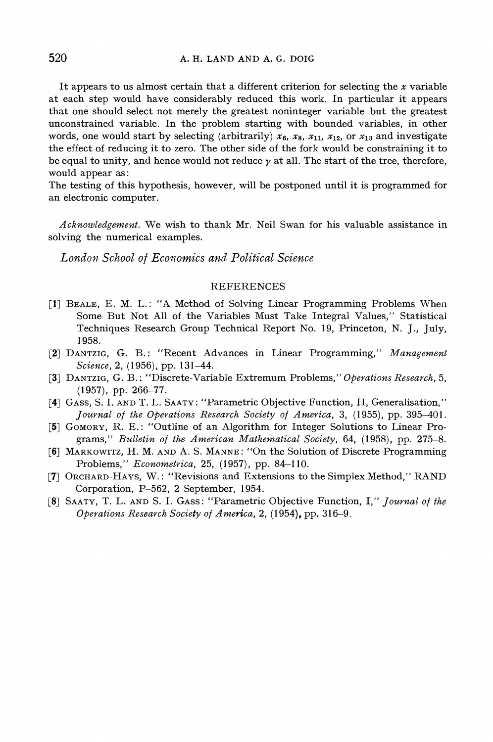It appears to us almost certain that a different criterion for selecting the $x$ variable at each step would have considerably reduced this work. In particular it appears that one should select not merely the greatest noninteger variable but the greatest unconstrained variable. In the problem starting with bounded variables, in other words, one would start by selecting (arbitrarily) $x_6$, $x_8$, $x_{11}$, $x_{12}$, or $x_{13}$ and investigate the effect of reducing it to zero. The other side of the fork would be constraining it to be equal to unity, and hence would not reduce $\gamma$ at all. The start of the tree, therefore, would appear as:

The testing of this hypothesis, however, will be postponed until it is programmed for an electronic computer.

*Acknowledgement.* We wish to thank Mr. Neil Swan for his valuable assistance in solving the numerical examples.

*London School of Economics and Political Science*

## REFERENCES

[1] BEALE, E. M. L.: "A Method of Solving Linear Programming Problems When Some But Not All of the Variables Must Take Integral Values," Statistical Techniques Research Group Technical Report No. 19, Princeton, N. J., July, 1958.

[2] DANTZIG, G. B.: "Recent Advances in Linear Programming," *Management Science*, 2, (1956), pp. 131–44.

[3] DANTZIG, G. B.: "Discrete-Variable Extremum Problems," *Operations Research*, 5, (1957), pp. 266–77.

[4] GASS, S. I. AND T. L. SAATY: "Parametric Objective Function, II, Generalisation," *Journal of the Operations Research Society of America*, 3, (1955), pp. 395–401.

[5] GOMORY, R. E.: "Outline of an Algorithm for Integer Solutions to Linear Programs," *Bulletin of the American Mathematical Society*, 64, (1958), pp. 275–8.

[6] MARKOWITZ, H. M. AND A. S. MANNE: "On the Solution of Discrete Programming Problems," *Econometrica*, 25, (1957), pp. 84–110.

[7] ORCHARD-HAYS, W.: "Revisions and Extensions to the Simplex Method," RAND Corporation, P–562, 2 September, 1954.

[8] SAATY, T. L. AND S. I. GASS: "Parametric Objective Function, I," *Journal of the Operations Research Society of America*, 2, (1954), pp. 316–9.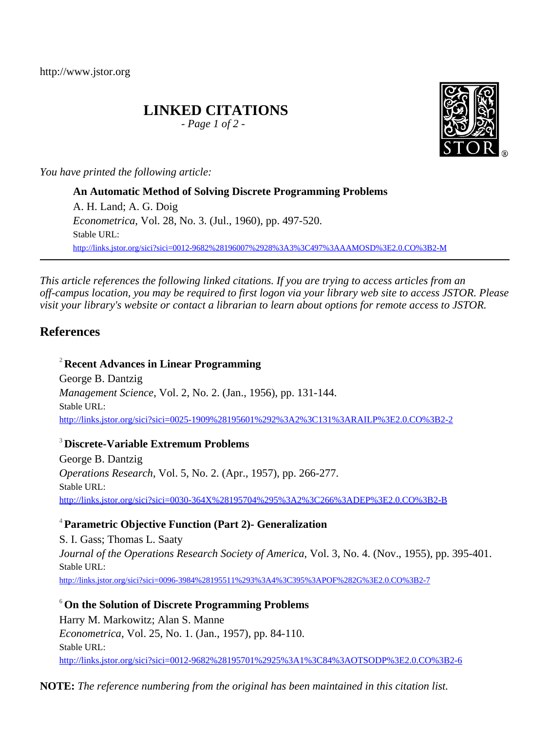http://www.jstor.org

# LINKED CITATIONS

*- Page 1 of 2 -*

*You have printed the following article:*

**An Automatic Method of Solving Discrete Programming Problems**
A. H. Land; A. G. Doig
*Econometrica*, Vol. 28, No. 3. (Jul., 1960), pp. 497-520.
Stable URL:
http://links.jstor.org/sici?sici=0012-9682%28196007%2928%3A3%3C497%3AAAMOSD%3E2.0.CO%3B2-M

---

*This article references the following linked citations. If you are trying to access articles from an off-campus location, you may be required to first logon via your library web site to access JSTOR. Please visit your library's website or contact a librarian to learn about options for remote access to JSTOR.*

## References

[2] **Recent Advances in Linear Programming**
George B. Dantzig
*Management Science*, Vol. 2, No. 2. (Jan., 1956), pp. 131-144.
Stable URL:
http://links.jstor.org/sici?sici=0025-1909%28195601%292%3A2%3C131%3ARAILP%3E2.0.CO%3B2-2

[3] **Discrete-Variable Extremum Problems**
George B. Dantzig
*Operations Research*, Vol. 5, No. 2. (Apr., 1957), pp. 266-277.
Stable URL:
http://links.jstor.org/sici?sici=0030-364X%28195704%295%3A2%3C266%3ADEP%3E2.0.CO%3B2-B

[4] **Parametric Objective Function (Part 2)- Generalization**
S. I. Gass; Thomas L. Saaty
*Journal of the Operations Research Society of America*, Vol. 3, No. 4. (Nov., 1955), pp. 395-401.
Stable URL:
http://links.jstor.org/sici?sici=0096-3984%28195511%293%3A4%3C395%3APOF%282G%3E2.0.CO%3B2-7

[6] **On the Solution of Discrete Programming Problems**
Harry M. Markowitz; Alan S. Manne
*Econometrica*, Vol. 25, No. 1. (Jan., 1957), pp. 84-110.
Stable URL:
http://links.jstor.org/sici?sici=0012-9682%28195701%2925%3A1%3C84%3AOTSODP%3E2.0.CO%3B2-6

**NOTE:** *The reference numbering from the original has been maintained in this citation list.*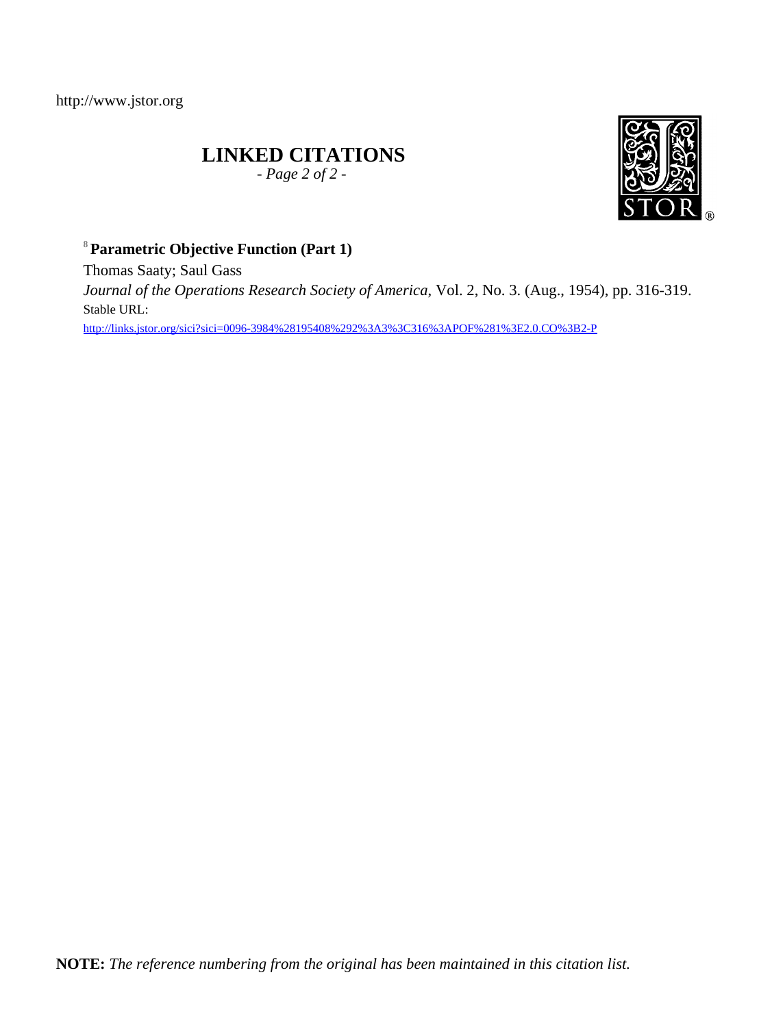http://www.jstor.org

# LINKED CITATIONS

*- Page 2 of 2 -*

[8] **Parametric Objective Function (Part 1)**

Thomas Saaty; Saul Gass

*Journal of the Operations Research Society of America*, Vol. 2, No. 3. (Aug., 1954), pp. 316-319.

Stable URL:

http://links.jstor.org/sici?sici=0096-3984%28195408%292%3A3%3C316%3APOF%281%3E2.0.CO%3B2-P

**NOTE:** *The reference numbering from the original has been maintained in this citation list.*